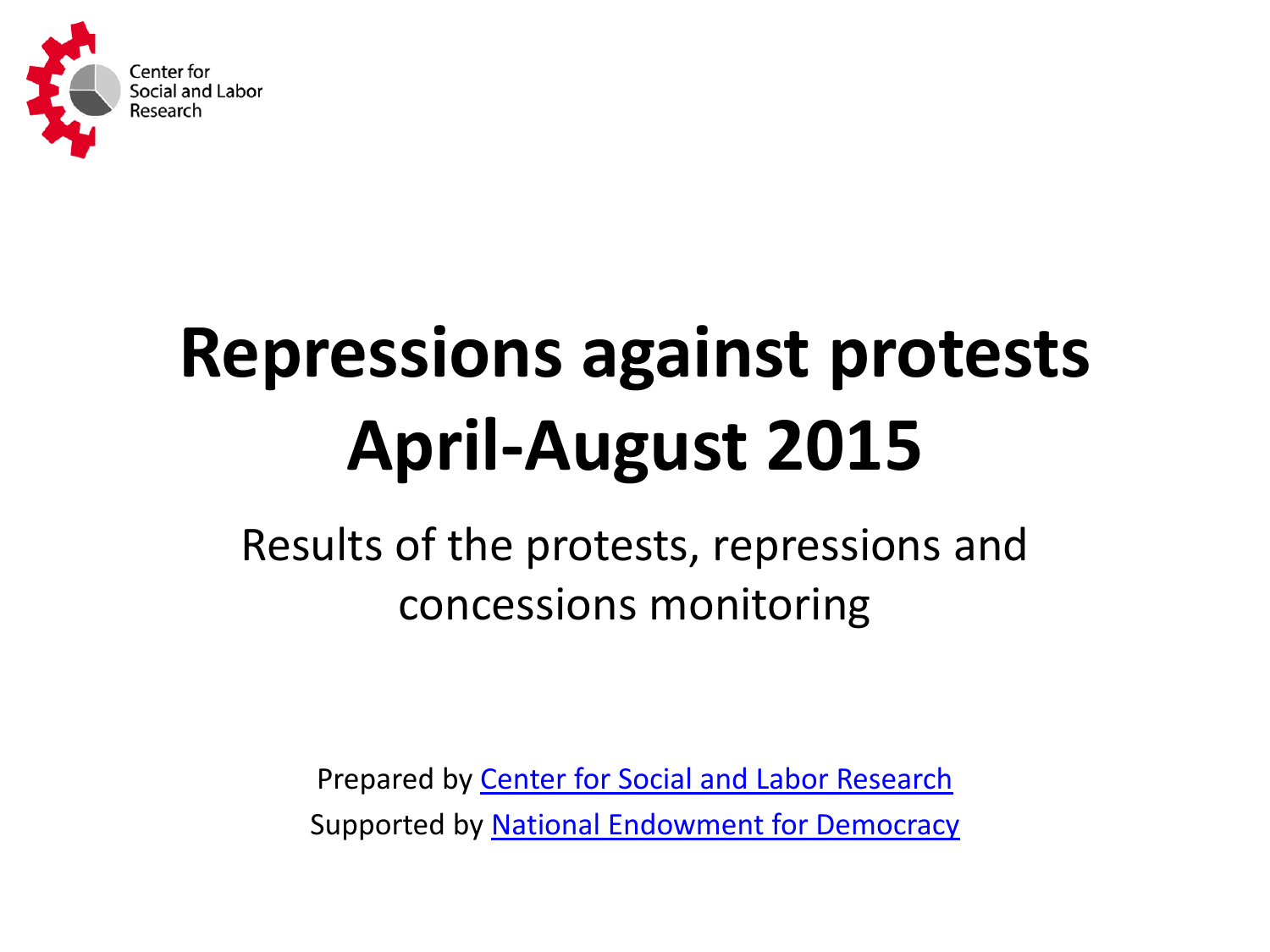Center for Social and Labor Research

# Repressions against protests April-August 2015

Results of the protests, repressions and concessions monitoring

Prepared by Center for Social and Labor Research

Supported by National Endowment for Democracy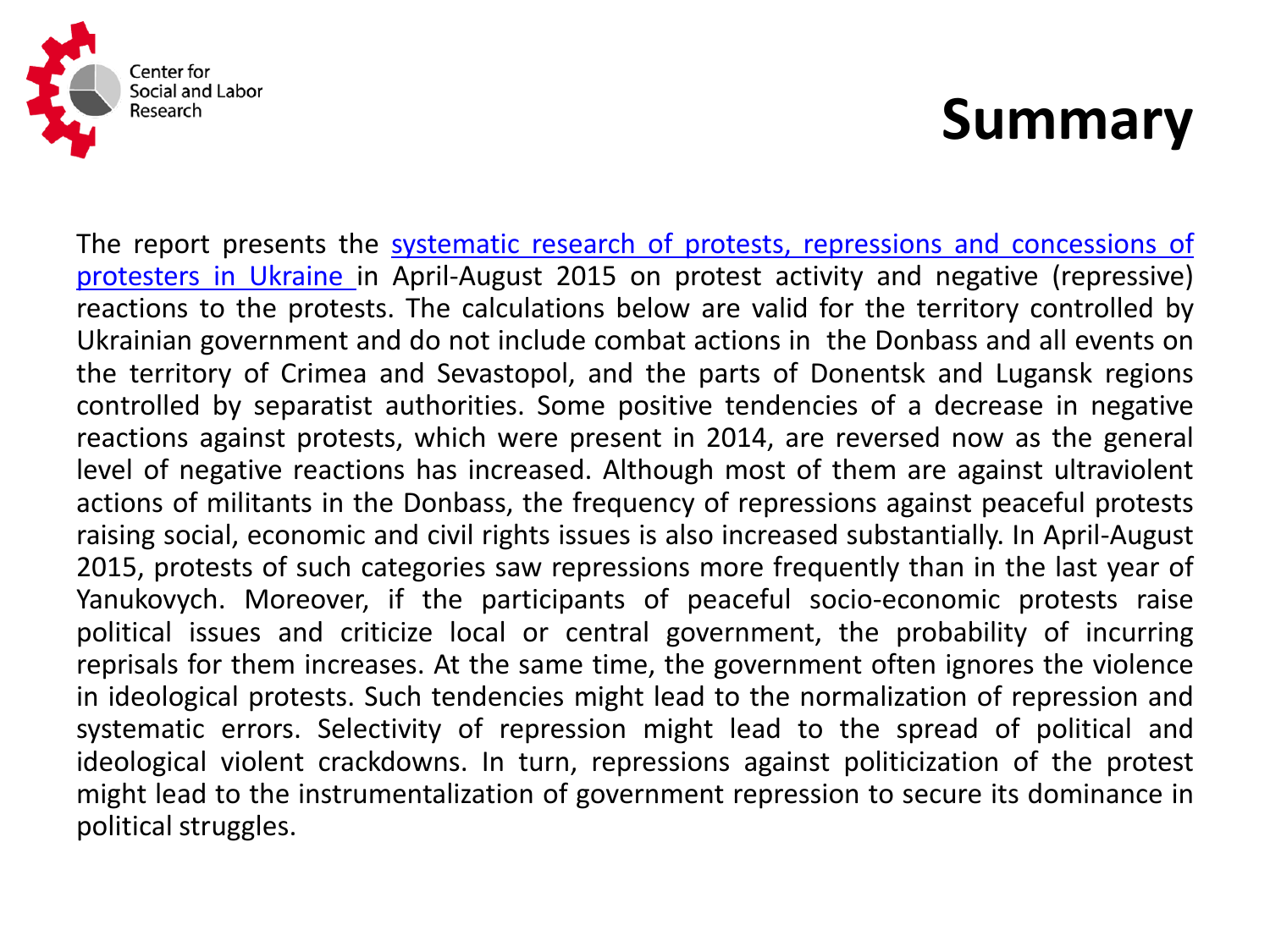# Summary

The report presents the systematic research of protests, repressions and concessions of protesters in Ukraine in April-August 2015 on protest activity and negative (repressive) reactions to the protests. The calculations below are valid for the territory controlled by Ukrainian government and do not include combat actions in the Donbass and all events on the territory of Crimea and Sevastopol, and the parts of Donentsk and Lugansk regions controlled by separatist authorities. Some positive tendencies of a decrease in negative reactions against protests, which were present in 2014, are reversed now as the general level of negative reactions has increased. Although most of them are against ultraviolent actions of militants in the Donbass, the frequency of repressions against peaceful protests raising social, economic and civil rights issues is also increased substantially. In April-August 2015, protests of such categories saw repressions more frequently than in the last year of Yanukovych. Moreover, if the participants of peaceful socio-economic protests raise political issues and criticize local or central government, the probability of incurring reprisals for them increases. At the same time, the government often ignores the violence in ideological protests. Such tendencies might lead to the normalization of repression and systematic errors. Selectivity of repression might lead to the spread of political and ideological violent crackdowns. In turn, repressions against politicization of the protest might lead to the instrumentalization of government repression to secure its dominance in political struggles.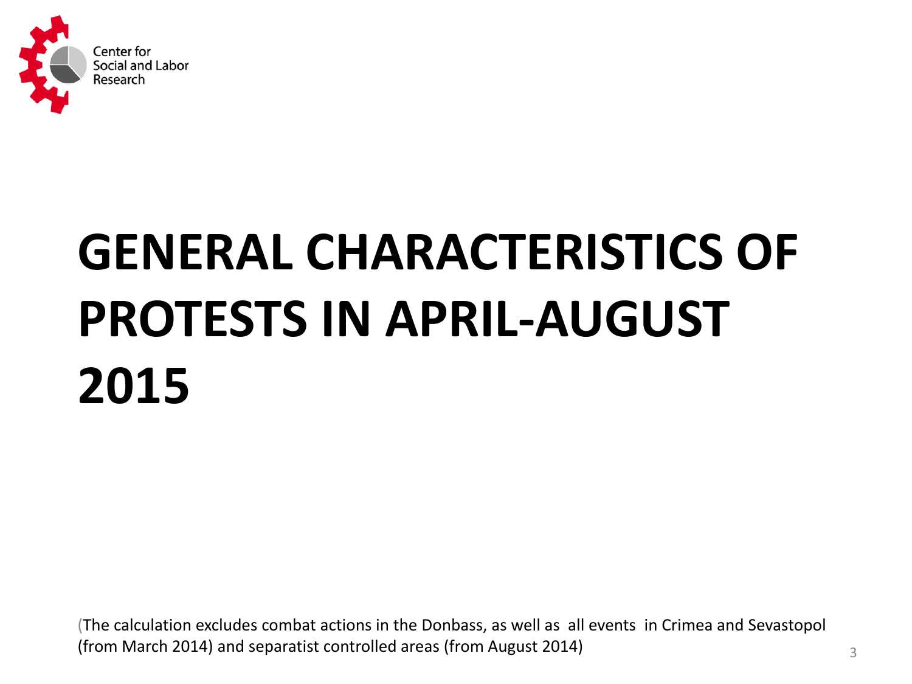Center for Social and Labor Research

# GENERAL CHARACTERISTICS OF PROTESTS IN APRIL-AUGUST 2015

(The calculation excludes combat actions in the Donbass, as well as all events in Crimea and Sevastopol (from March 2014) and separatist controlled areas (from August 2014)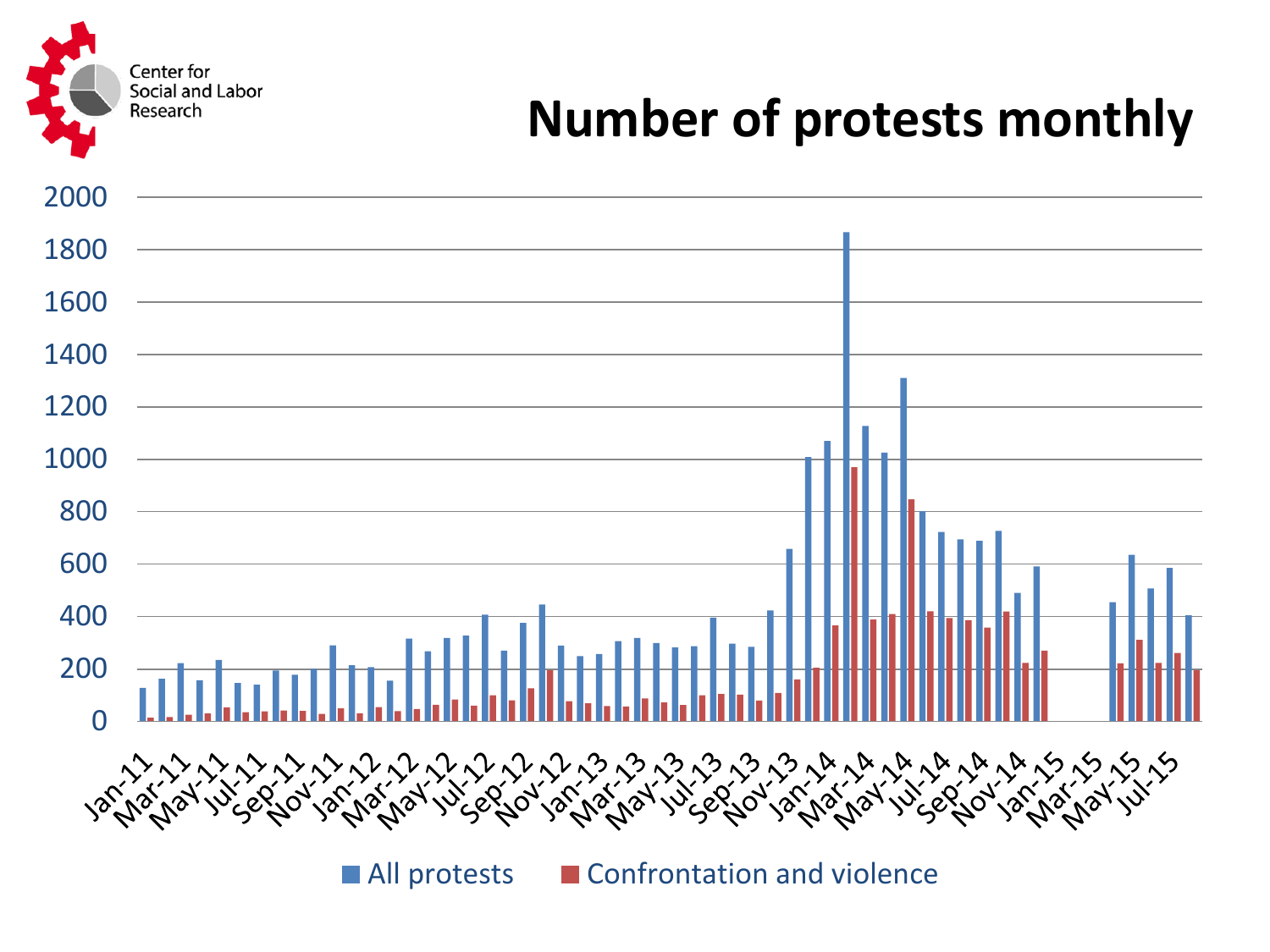Center for Social and Labor Research

# Number of protests monthly

Legend: All protests; Confrontation and violence

Y-axis: 0, 200, 400, 600, 800, 1000, 1200, 1400, 1600, 1800, 2000

X-axis: Jan-11, Mar-11, May-11, Jul-11, Sep-11, Nov-11, Jan-12, Mar-12, May-12, Jul-12, Sep-12, Nov-12, Jan-13, Mar-13, May-13, Jul-13, Sep-13, Nov-13, Jan-14, Mar-14, May-14, Jul-14, Sep-14, Nov-14, Jan-15, Mar-15, May-15, Jul-15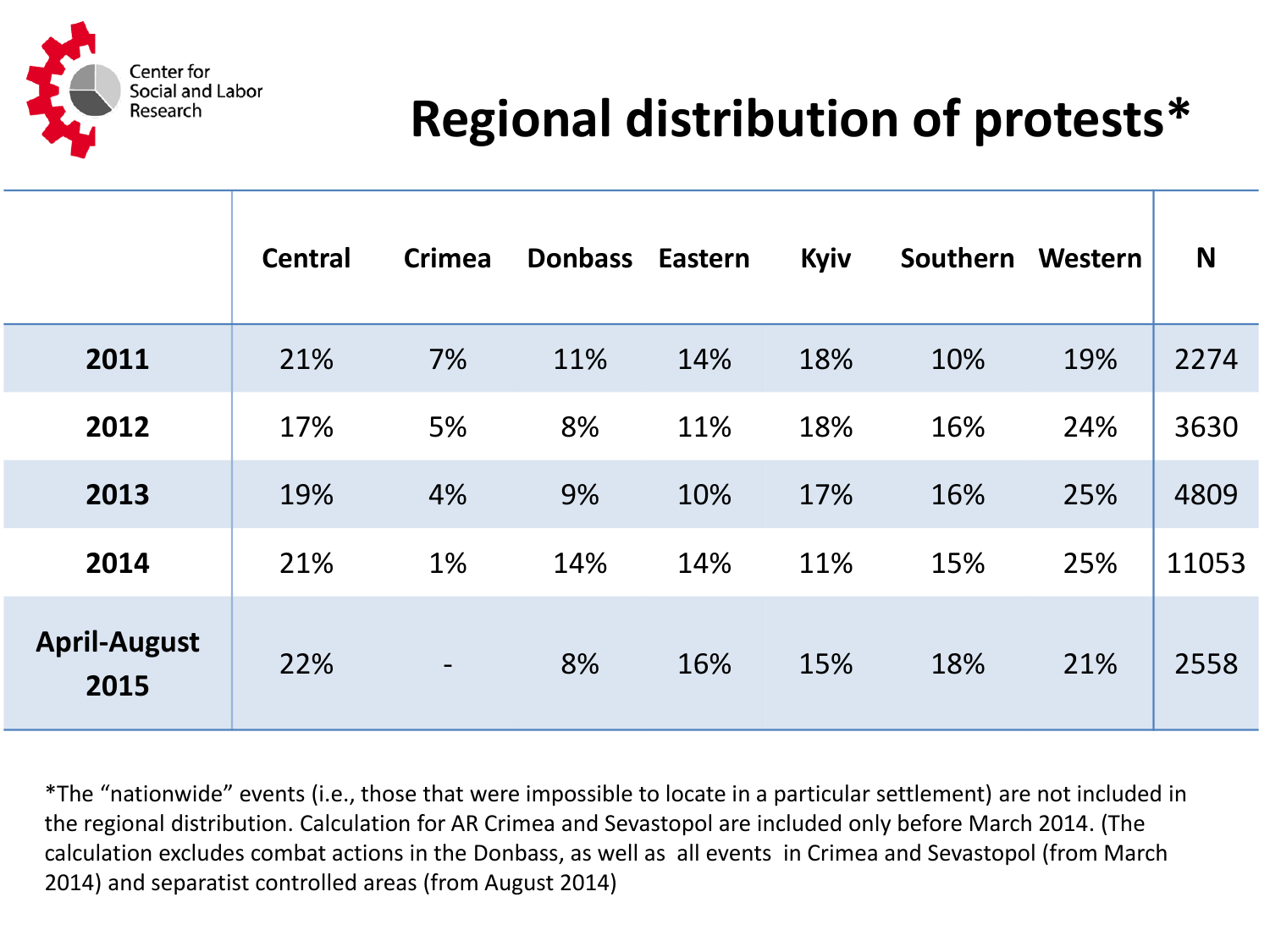Center for Social and Labor Research

# Regional distribution of protests*

| | Central | Crimea | Donbass | Eastern | Kyiv | Southern | Western | N |
|---|---|---|---|---|---|---|---|---|
| **2011** | 21% | 7% | 11% | 14% | 18% | 10% | 19% | 2274 |
| **2012** | 17% | 5% | 8% | 11% | 18% | 16% | 24% | 3630 |
| **2013** | 19% | 4% | 9% | 10% | 17% | 16% | 25% | 4809 |
| **2014** | 21% | 1% | 14% | 14% | 11% | 15% | 25% | 11053 |
| **April-August 2015** | 22% | - | 8% | 16% | 15% | 18% | 21% | 2558 |

*The "nationwide" events (i.e., those that were impossible to locate in a particular settlement) are not included in the regional distribution. Calculation for AR Crimea and Sevastopol are included only before March 2014. (The calculation excludes combat actions in the Donbass, as well as all events in Crimea and Sevastopol (from March 2014) and separatist controlled areas (from August 2014)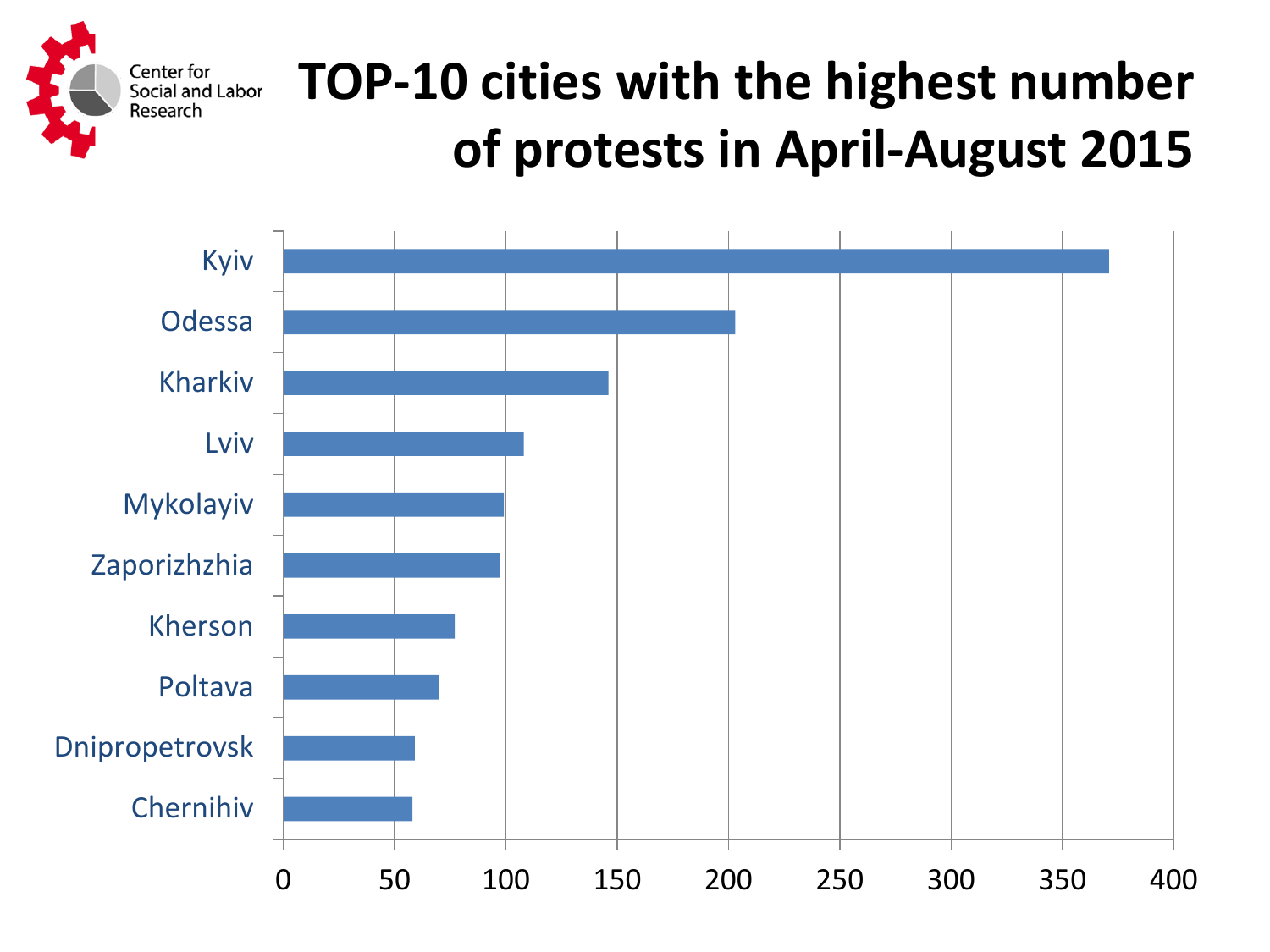# TOP-10 cities with the highest number of protests in April-August 2015

Center for Social and Labor Research

| City | Number of protests (approx.) |
| --- | --- |
| Kyiv | 371 |
| Odessa | 203 |
| Kharkiv | 146 |
| Lviv | 108 |
| Mykolayiv | 99 |
| Zaporizhzhia | 97 |
| Kherson | 77 |
| Poltava | 70 |
| Dnipropetrovsk | 59 |
| Chernihiv | 58 |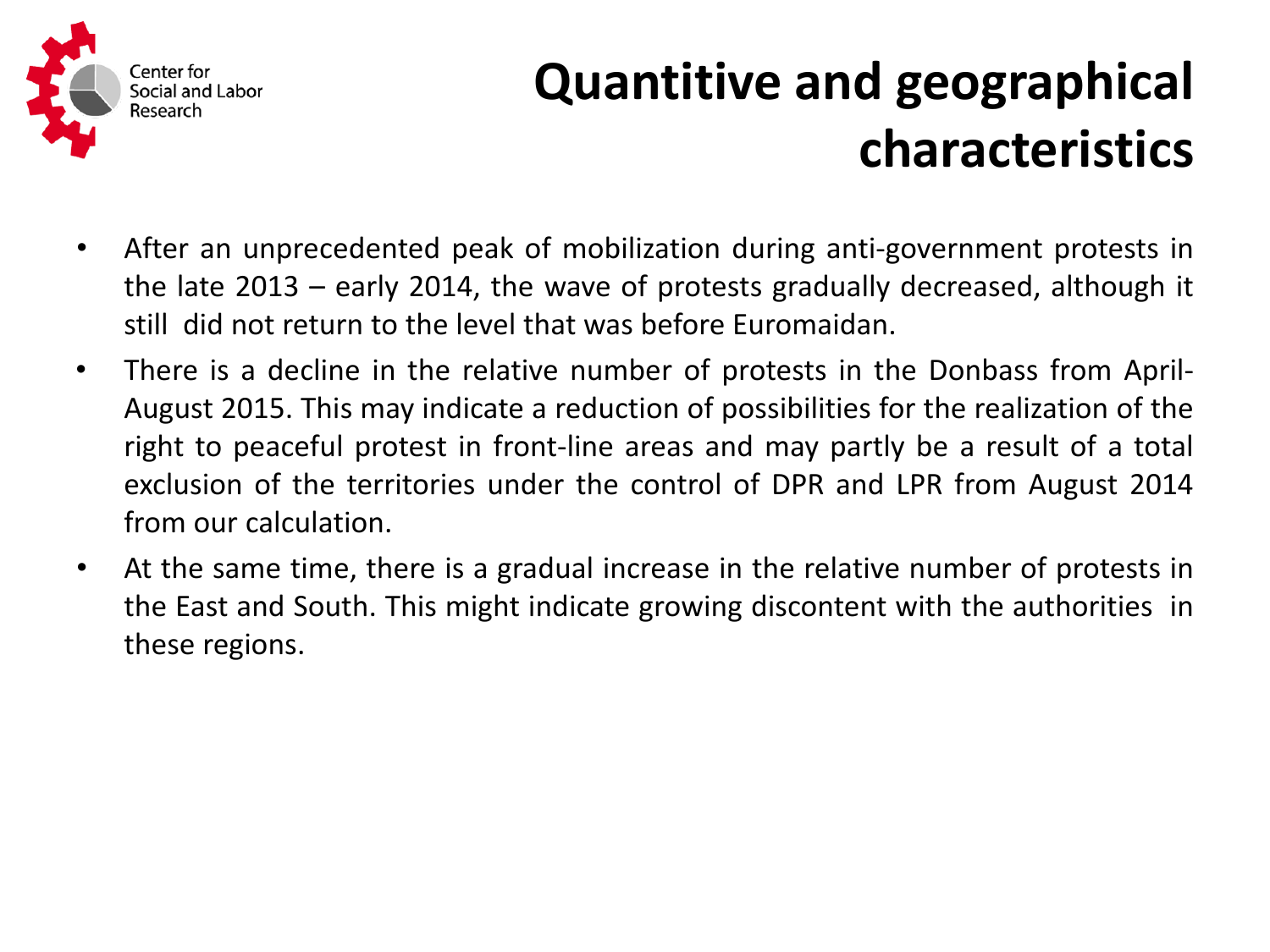# Quantitive and geographical characteristics

- After an unprecedented peak of mobilization during anti-government protests in the late 2013 – early 2014, the wave of protests gradually decreased, although it still did not return to the level that was before Euromaidan.
- There is a decline in the relative number of protests in the Donbass from April-August 2015. This may indicate a reduction of possibilities for the realization of the right to peaceful protest in front-line areas and may partly be a result of a total exclusion of the territories under the control of DPR and LPR from August 2014 from our calculation.
- At the same time, there is a gradual increase in the relative number of protests in the East and South. This might indicate growing discontent with the authorities in these regions.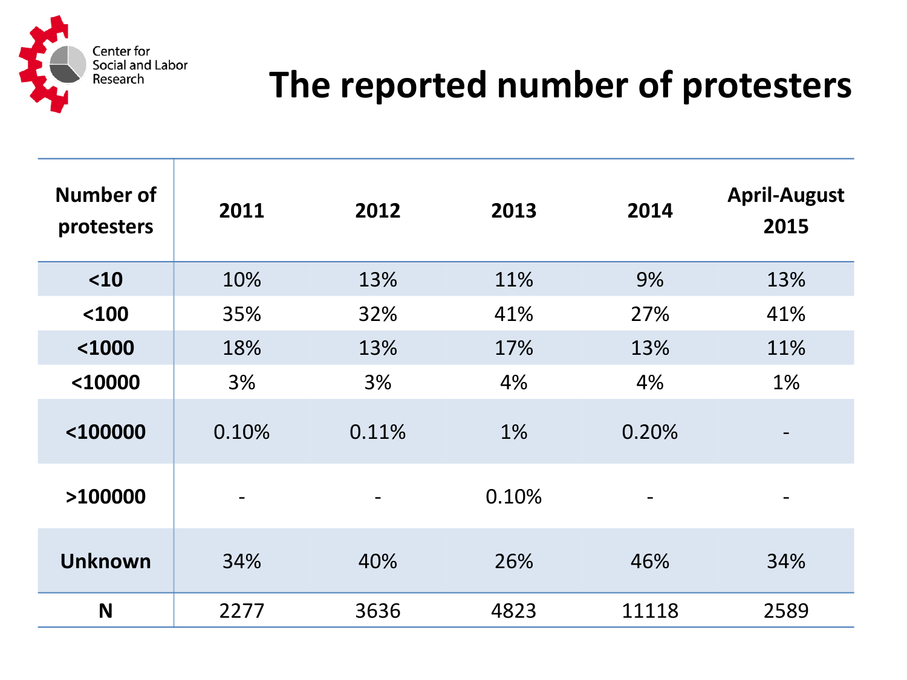Center for Social and Labor Research

# The reported number of protesters

| Number of protesters | 2011 | 2012 | 2013 | 2014 | April-August 2015 |
|---|---|---|---|---|---|
| <10 | 10% | 13% | 11% | 9% | 13% |
| <100 | 35% | 32% | 41% | 27% | 41% |
| <1000 | 18% | 13% | 17% | 13% | 11% |
| <10000 | 3% | 3% | 4% | 4% | 1% |
| <100000 | 0.10% | 0.11% | 1% | 0.20% | - |
| >100000 | - | - | 0.10% | - | - |
| Unknown | 34% | 40% | 26% | 46% | 34% |
| N | 2277 | 3636 | 4823 | 11118 | 2589 |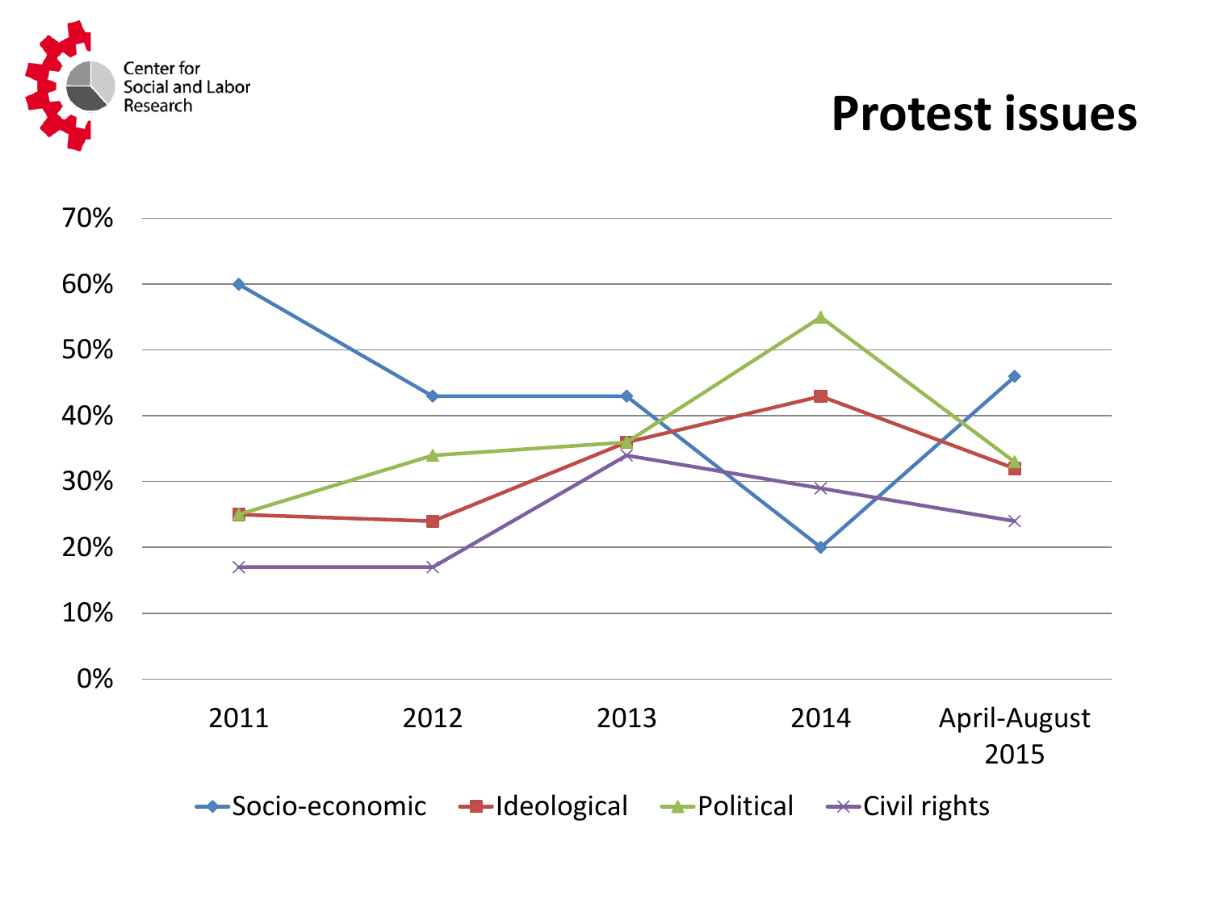Center for Social and Labor Research

# Protest issues

| | 2011 | 2012 | 2013 | 2014 | April-August 2015 |
|---|---|---|---|---|---|
| Socio-economic | 60% | 43% | 43% | 20% | 46% |
| Ideological | 25% | 24% | 36% | 43% | 32% |
| Political | 25% | 34% | 36% | 55% | 33% |
| Civil rights | 17% | 17% | 34% | 29% | 24% |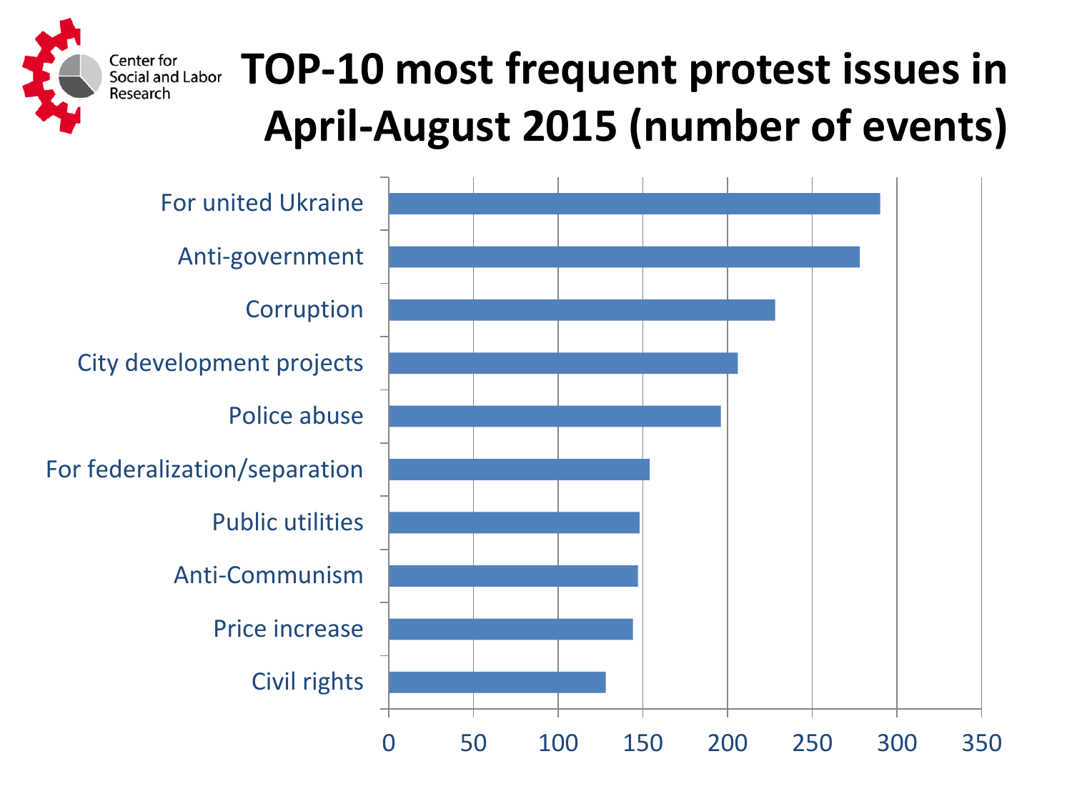Center for Social and Labor Research

# TOP-10 most frequent protest issues in April-August 2015 (number of events)

| Issue | Number of events (approx.) |
|---|---|
| For united Ukraine | 290 |
| Anti-government | 278 |
| Corruption | 228 |
| City development projects | 206 |
| Police abuse | 196 |
| For federalization/separation | 154 |
| Public utilities | 148 |
| Anti-Communism | 147 |
| Price increase | 144 |
| Civil rights | 128 |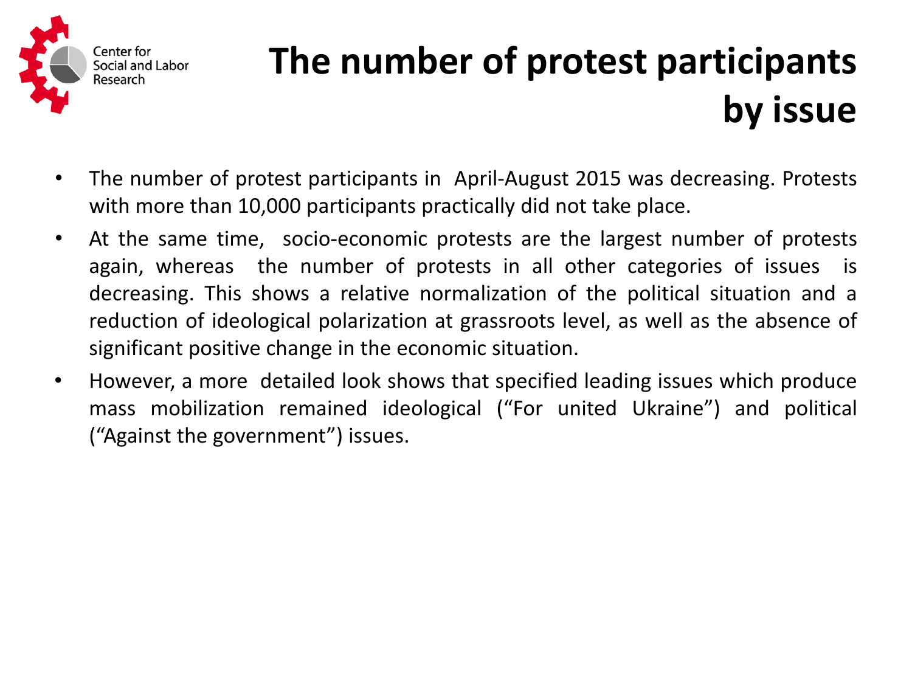# The number of protest participants by issue

- The number of protest participants in April-August 2015 was decreasing. Protests with more than 10,000 participants practically did not take place.
- At the same time, socio-economic protests are the largest number of protests again, whereas the number of protests in all other categories of issues is decreasing. This shows a relative normalization of the political situation and a reduction of ideological polarization at grassroots level, as well as the absence of significant positive change in the economic situation.
- However, a more detailed look shows that specified leading issues which produce mass mobilization remained ideological ("For united Ukraine") and political ("Against the government") issues.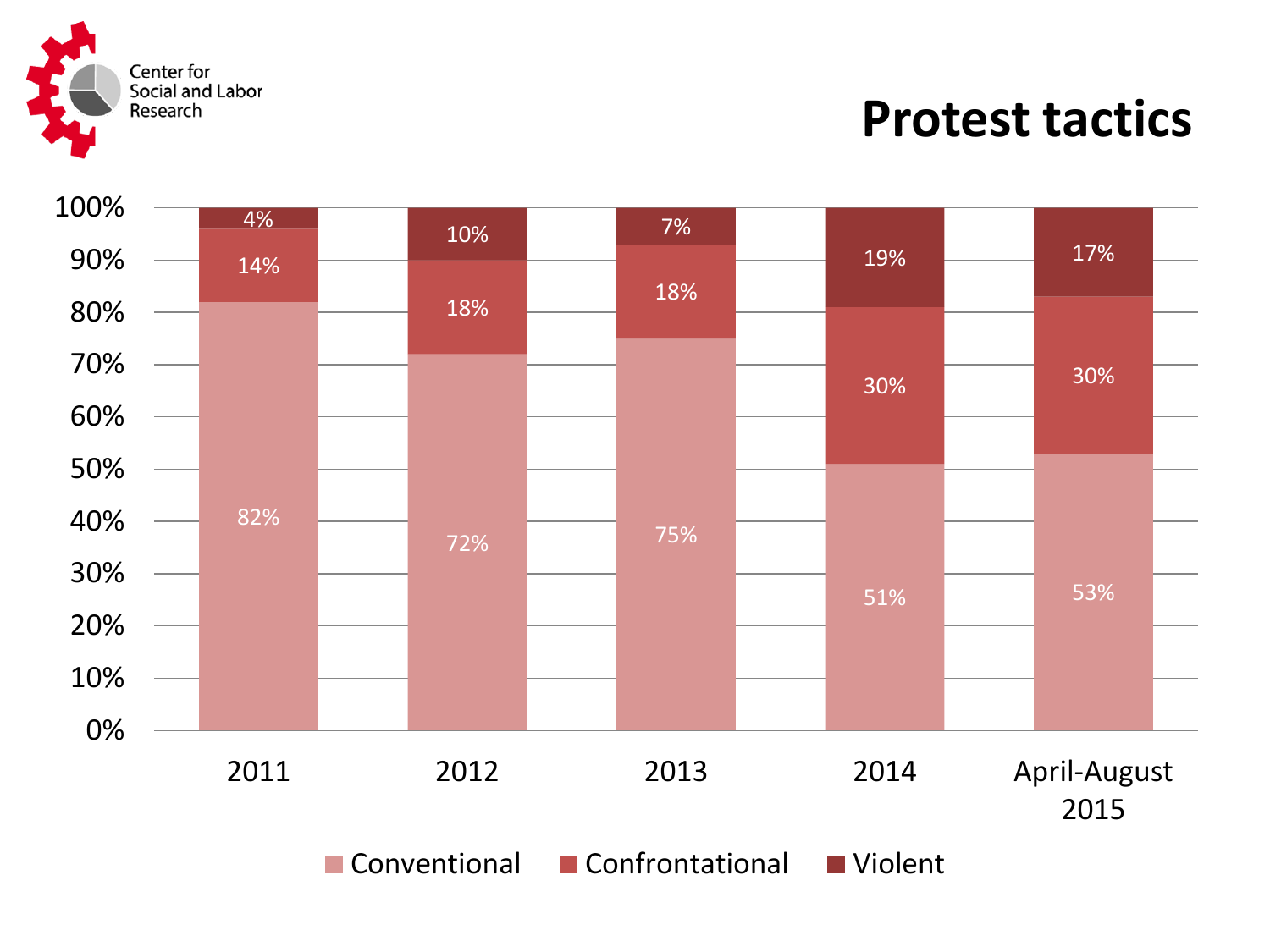# Protest tactics

| Year | Conventional | Confrontational | Violent |
|---|---|---|---|
| 2011 | 82% | 14% | 4% |
| 2012 | 72% | 18% | 10% |
| 2013 | 75% | 18% | 7% |
| 2014 | 51% | 30% | 19% |
| April-August 2015 | 53% | 30% | 17% |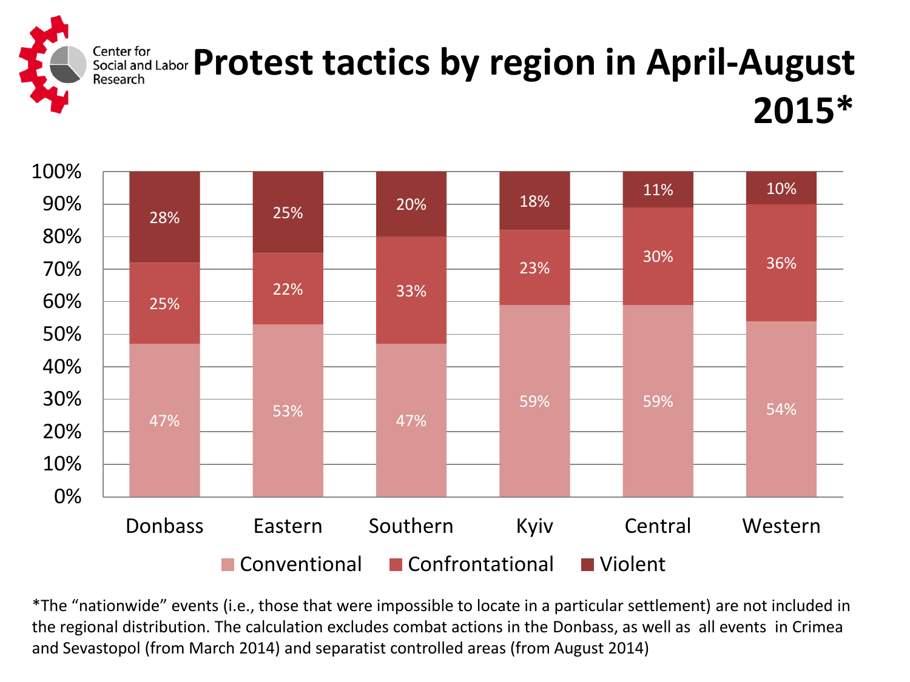Center for Social and Labor Research

# Protest tactics by region in April-August 2015*

| Region | Conventional | Confrontational | Violent |
|---|---|---|---|
| Donbass | 47% | 25% | 28% |
| Eastern | 53% | 22% | 25% |
| Southern | 47% | 33% | 20% |
| Kyiv | 59% | 23% | 18% |
| Central | 59% | 30% | 11% |
| Western | 54% | 36% | 10% |

*The "nationwide" events (i.e., those that were impossible to locate in a particular settlement) are not included in the regional distribution. The calculation excludes combat actions in the Donbass, as well as all events in Crimea and Sevastopol (from March 2014) and separatist controlled areas (from August 2014)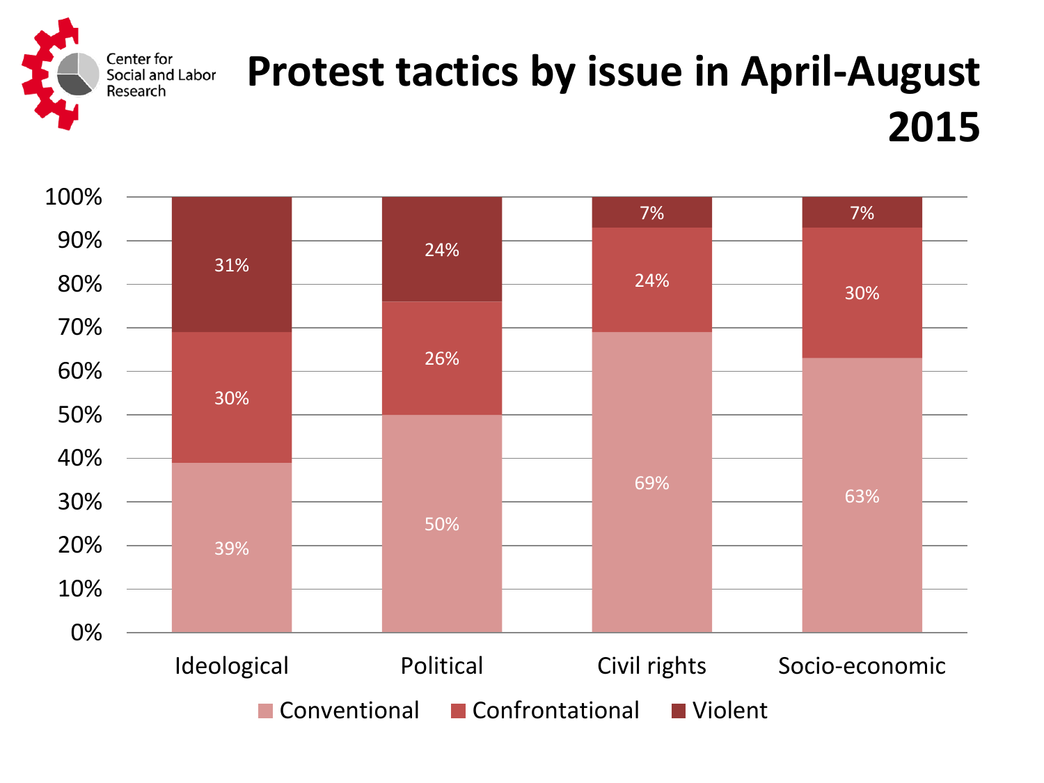# Protest tactics by issue in April-August 2015

| | Ideological | Political | Civil rights | Socio-economic |
|---|---|---|---|---|
| Conventional | 39% | 50% | 69% | 63% |
| Confrontational | 30% | 26% | 24% | 30% |
| Violent | 31% | 24% | 7% | 7% |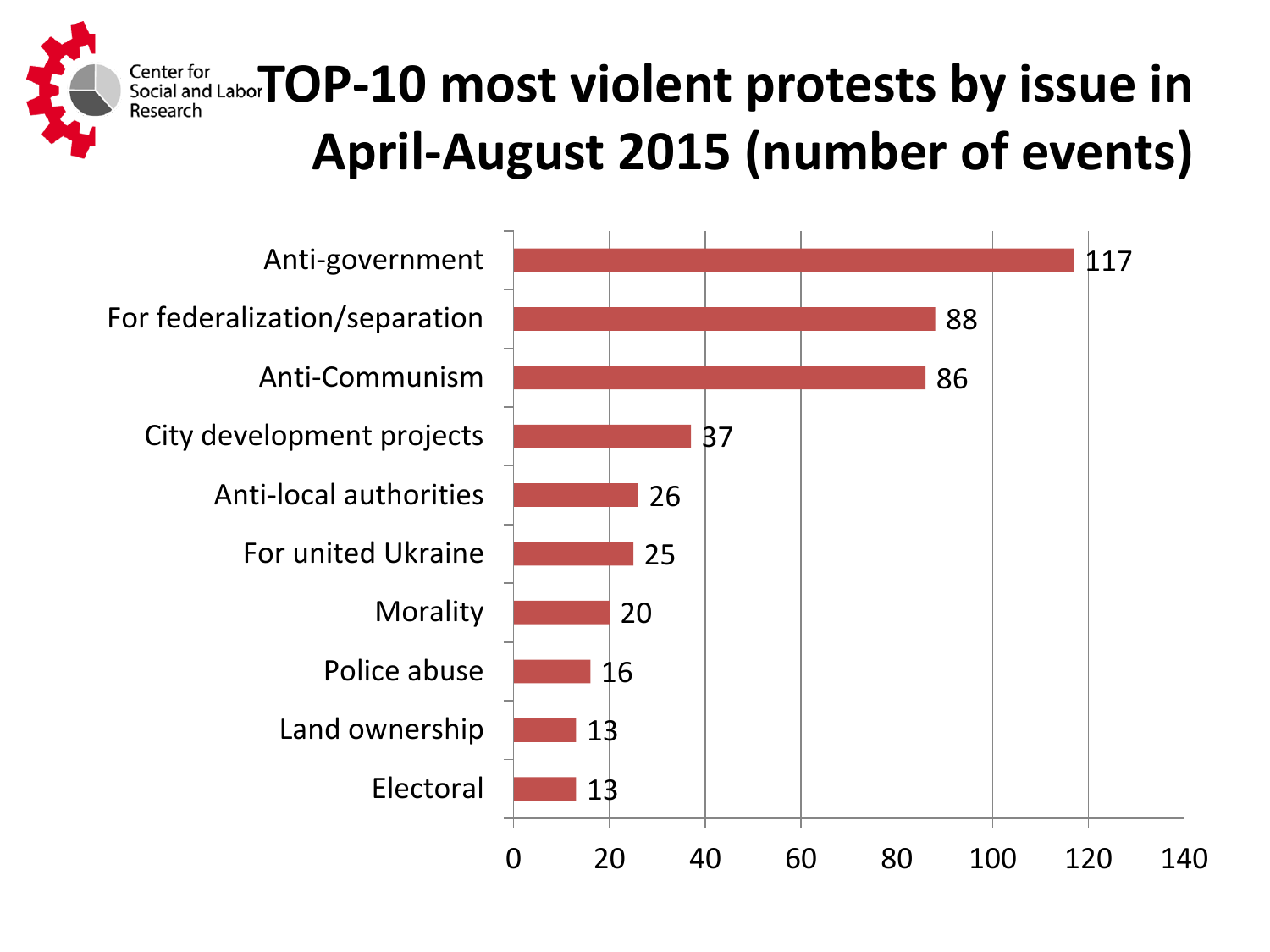# TOP-10 most violent protests by issue in April-August 2015 (number of events)

Center for Social and Labor Research

| Issue | Number of events |
| --- | --- |
| Anti-government | 117 |
| For federalization/separation | 88 |
| Anti-Communism | 86 |
| City development projects | 37 |
| Anti-local authorities | 26 |
| For united Ukraine | 25 |
| Morality | 20 |
| Police abuse | 16 |
| Land ownership | 13 |
| Electoral | 13 |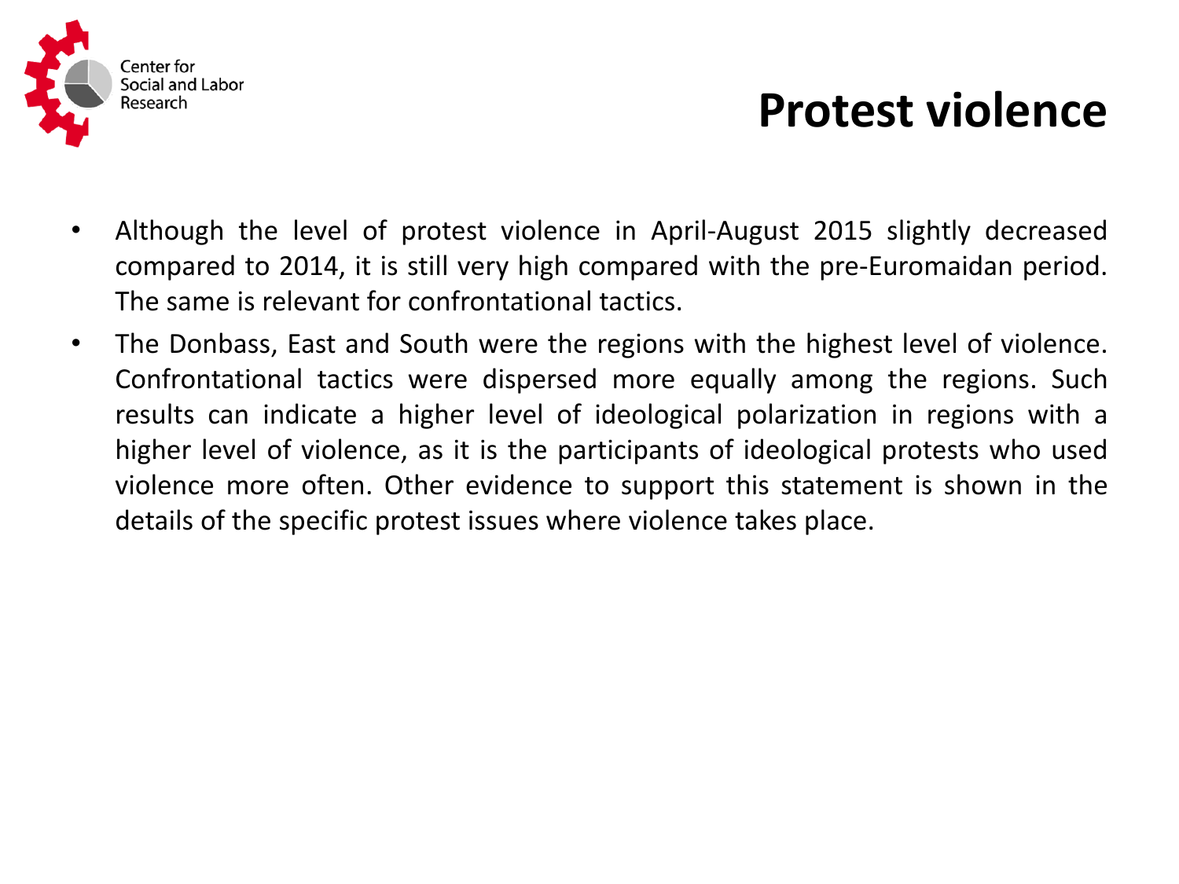# Protest violence

- Although the level of protest violence in April-August 2015 slightly decreased compared to 2014, it is still very high compared with the pre-Euromaidan period. The same is relevant for confrontational tactics.
- The Donbass, East and South were the regions with the highest level of violence. Confrontational tactics were dispersed more equally among the regions. Such results can indicate a higher level of ideological polarization in regions with a higher level of violence, as it is the participants of ideological protests who used violence more often. Other evidence to support this statement is shown in the details of the specific protest issues where violence takes place.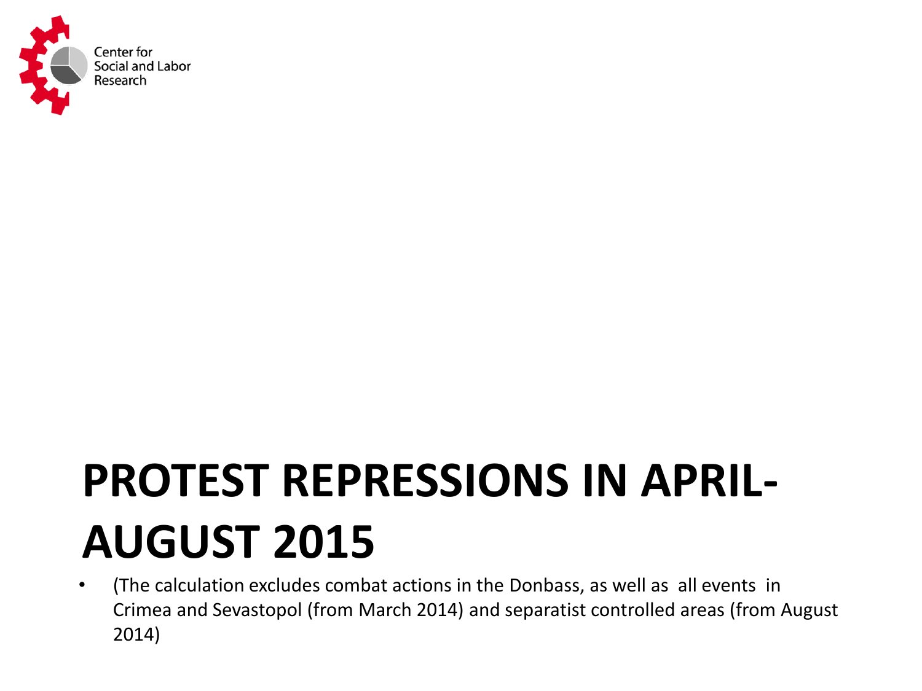# PROTEST REPRESSIONS IN APRIL-AUGUST 2015

- (The calculation excludes combat actions in the Donbass, as well as all events in Crimea and Sevastopol (from March 2014) and separatist controlled areas (from August 2014)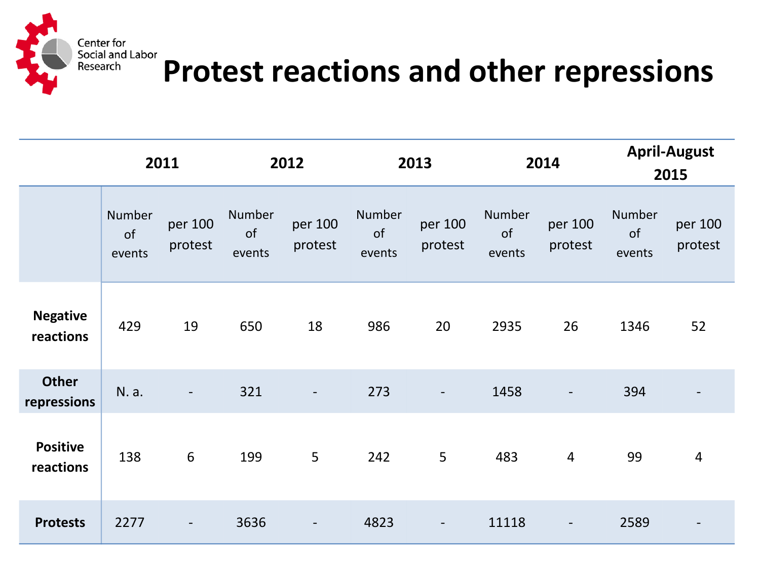Center for Social and Labor Research

# Protest reactions and other repressions

| | 2011 | | 2012 | | 2013 | | 2014 | | April-August 2015 | |
|---|---|---|---|---|---|---|---|---|---|---|
| | Number of events | per 100 protest | Number of events | per 100 protest | Number of events | per 100 protest | Number of events | per 100 protest | Number of events | per 100 protest |
| **Negative reactions** | 429 | 19 | 650 | 18 | 986 | 20 | 2935 | 26 | 1346 | 52 |
| **Other repressions** | N. a. | - | 321 | - | 273 | - | 1458 | - | 394 | - |
| **Positive reactions** | 138 | 6 | 199 | 5 | 242 | 5 | 483 | 4 | 99 | 4 |
| **Protests** | 2277 | - | 3636 | - | 4823 | - | 11118 | - | 2589 | - |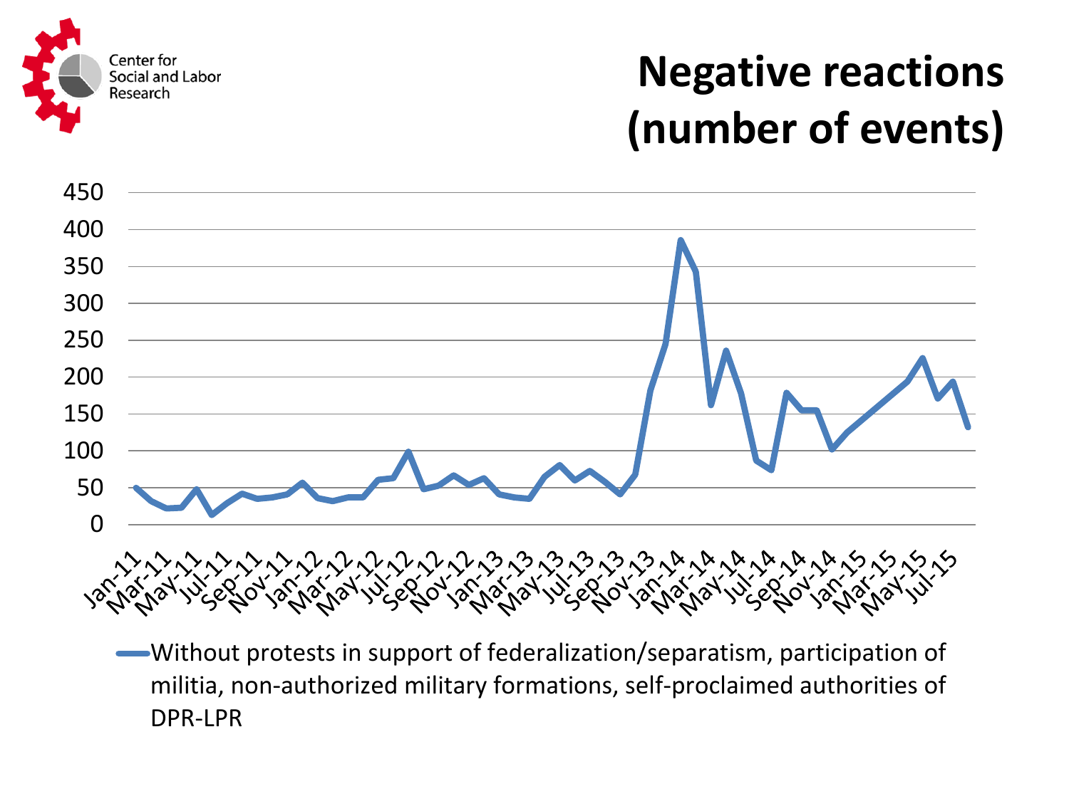Center for Social and Labor Research

# Negative reactions (number of events)

450
400
350
300
250
200
150
100
50
0

Jan-11, Mar-11, May-11, Jul-11, Sep-11, Nov-11, Jan-12, Mar-12, May-12, Jul-12, Sep-12, Nov-12, Jan-13, Mar-13, May-13, Jul-13, Sep-13, Nov-13, Jan-14, Mar-14, May-14, Jul-14, Sep-14, Nov-14, Jan-15, Mar-15, May-15, Jul-15

Without protests in support of federalization/separatism, participation of militia, non-authorized military formations, self-proclaimed authorities of DPR-LPR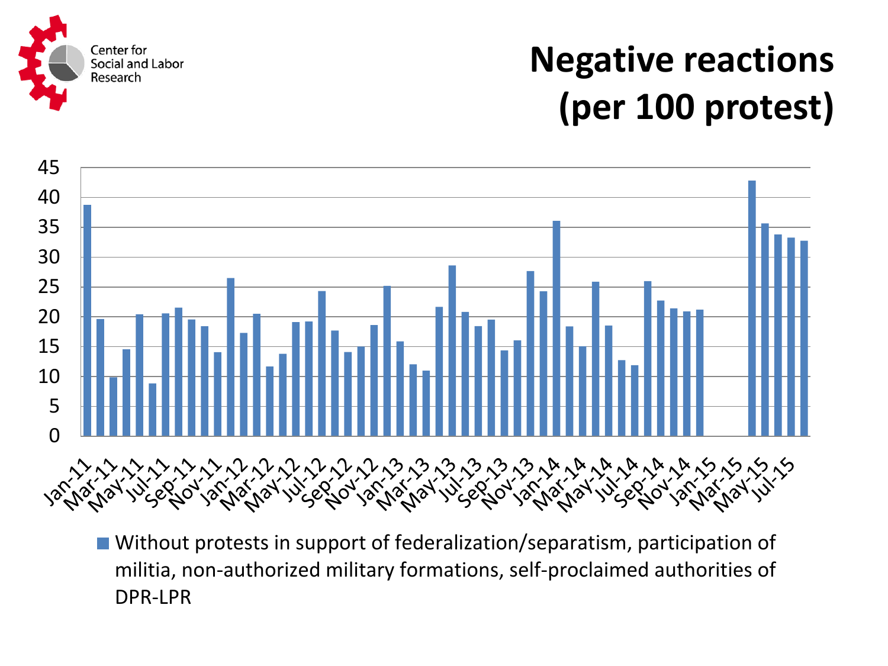Center for Social and Labor Research

# Negative reactions (per 100 protest)

■ Without protests in support of federalization/separatism, participation of militia, non-authorized military formations, self-proclaimed authorities of DPR-LPR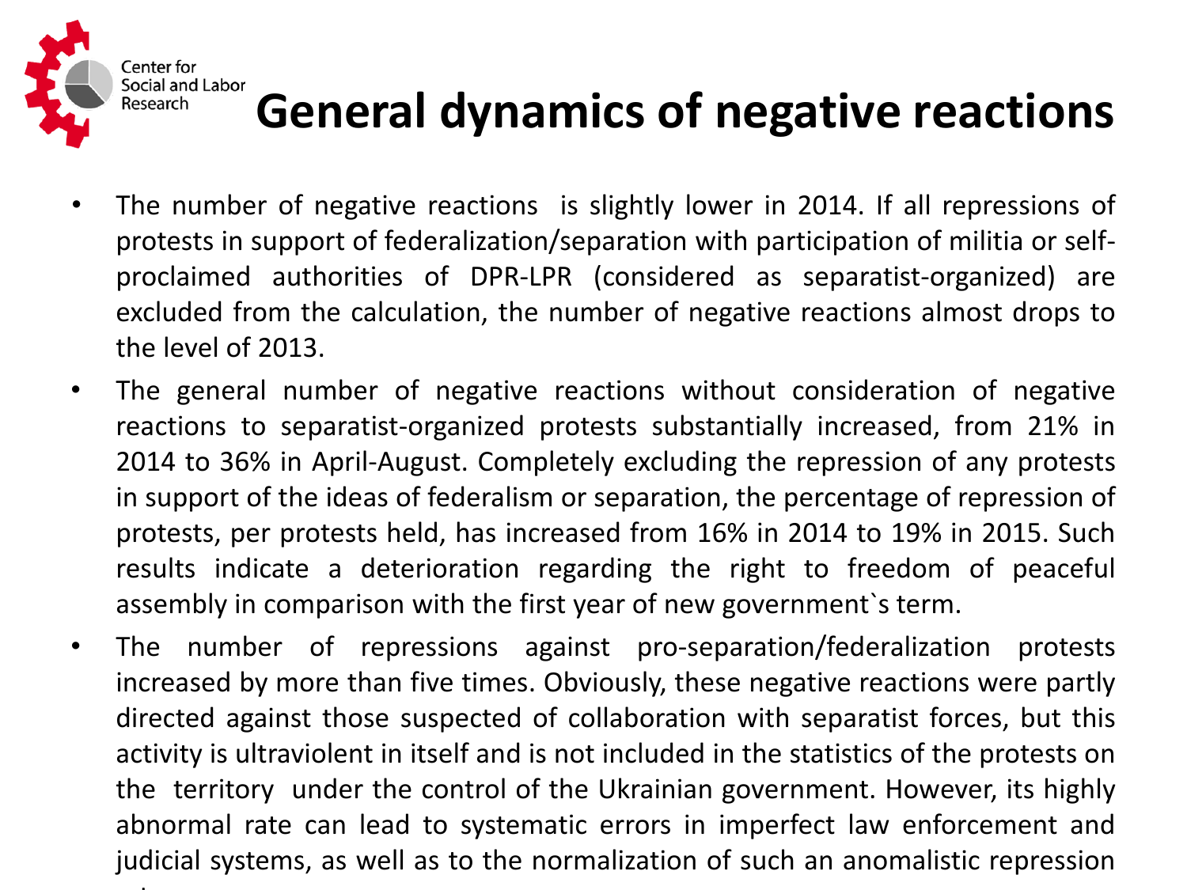# General dynamics of negative reactions

- The number of negative reactions is slightly lower in 2014. If all repressions of protests in support of federalization/separation with participation of militia or self-proclaimed authorities of DPR-LPR (considered as separatist-organized) are excluded from the calculation, the number of negative reactions almost drops to the level of 2013.
- The general number of negative reactions without consideration of negative reactions to separatist-organized protests substantially increased, from 21% in 2014 to 36% in April-August. Completely excluding the repression of any protests in support of the ideas of federalism or separation, the percentage of repression of protests, per protests held, has increased from 16% in 2014 to 19% in 2015. Such results indicate a deterioration regarding the right to freedom of peaceful assembly in comparison with the first year of new government`s term.
- The number of repressions against pro-separation/federalization protests increased by more than five times. Obviously, these negative reactions were partly directed against those suspected of collaboration with separatist forces, but this activity is ultraviolent in itself and is not included in the statistics of the protests on the territory under the control of the Ukrainian government. However, its highly abnormal rate can lead to systematic errors in imperfect law enforcement and judicial systems, as well as to the normalization of such an anomalistic repression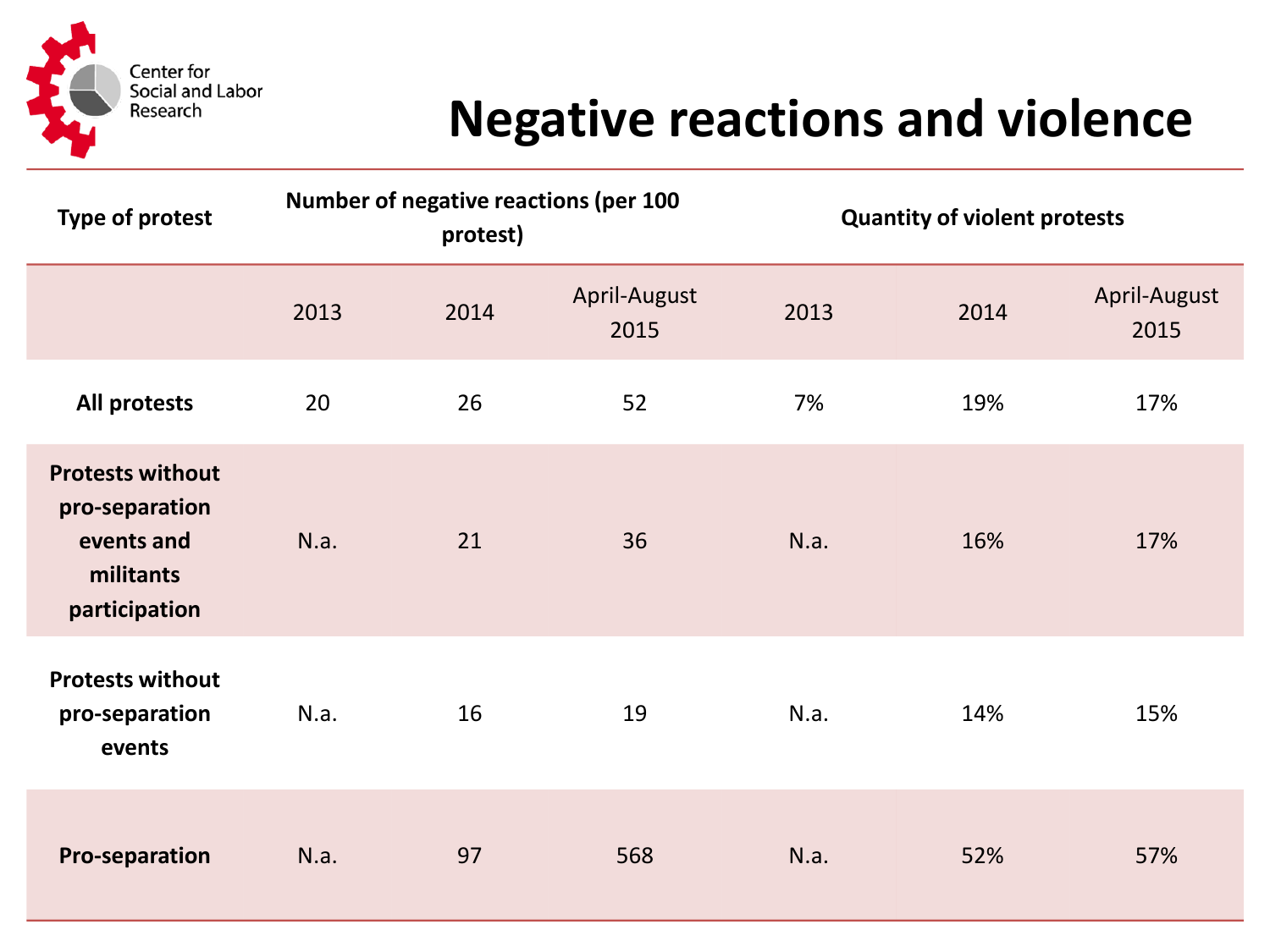# Negative reactions and violence

| Type of protest | Number of negative reactions (per 100 protest) | | | Quantity of violent protests | | |
|---|---|---|---|---|---|---|
| | 2013 | 2014 | April-August 2015 | 2013 | 2014 | April-August 2015 |
| **All protests** | 20 | 26 | 52 | 7% | 19% | 17% |
| **Protests without pro-separation events and militants participation** | N.a. | 21 | 36 | N.a. | 16% | 17% |
| **Protests without pro-separation events** | N.a. | 16 | 19 | N.a. | 14% | 15% |
| **Pro-separation** | N.a. | 97 | 568 | N.a. | 52% | 57% |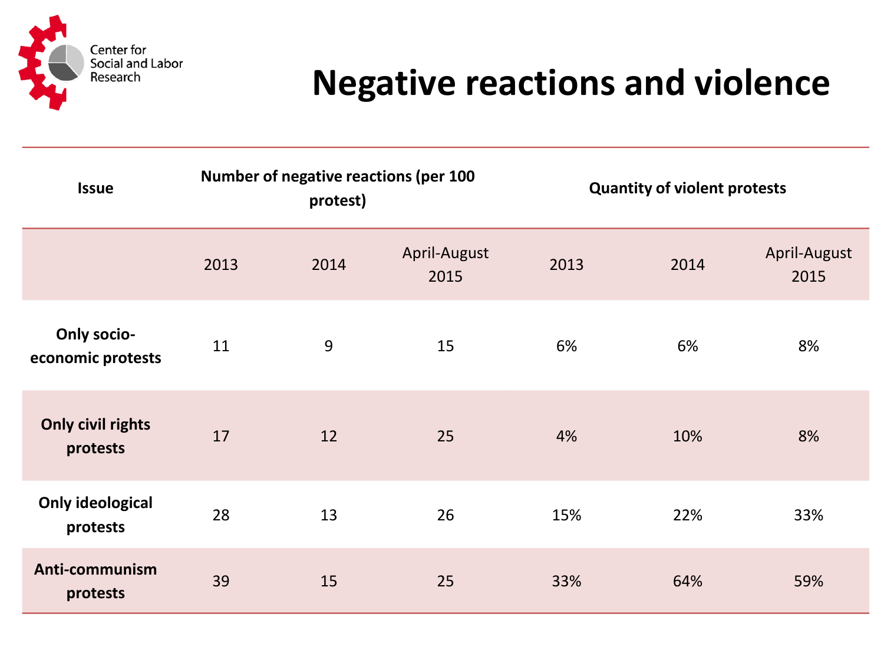Center for Social and Labor Research

# Negative reactions and violence

| Issue | Number of negative reactions (per 100 protest) | | | Quantity of violent protests | | |
|---|---|---|---|---|---|---|
| | 2013 | 2014 | April-August 2015 | 2013 | 2014 | April-August 2015 |
| **Only socio-economic protests** | 11 | 9 | 15 | 6% | 6% | 8% |
| **Only civil rights protests** | 17 | 12 | 25 | 4% | 10% | 8% |
| **Only ideological protests** | 28 | 13 | 26 | 15% | 22% | 33% |
| **Anti-communism protests** | 39 | 15 | 25 | 33% | 64% | 59% |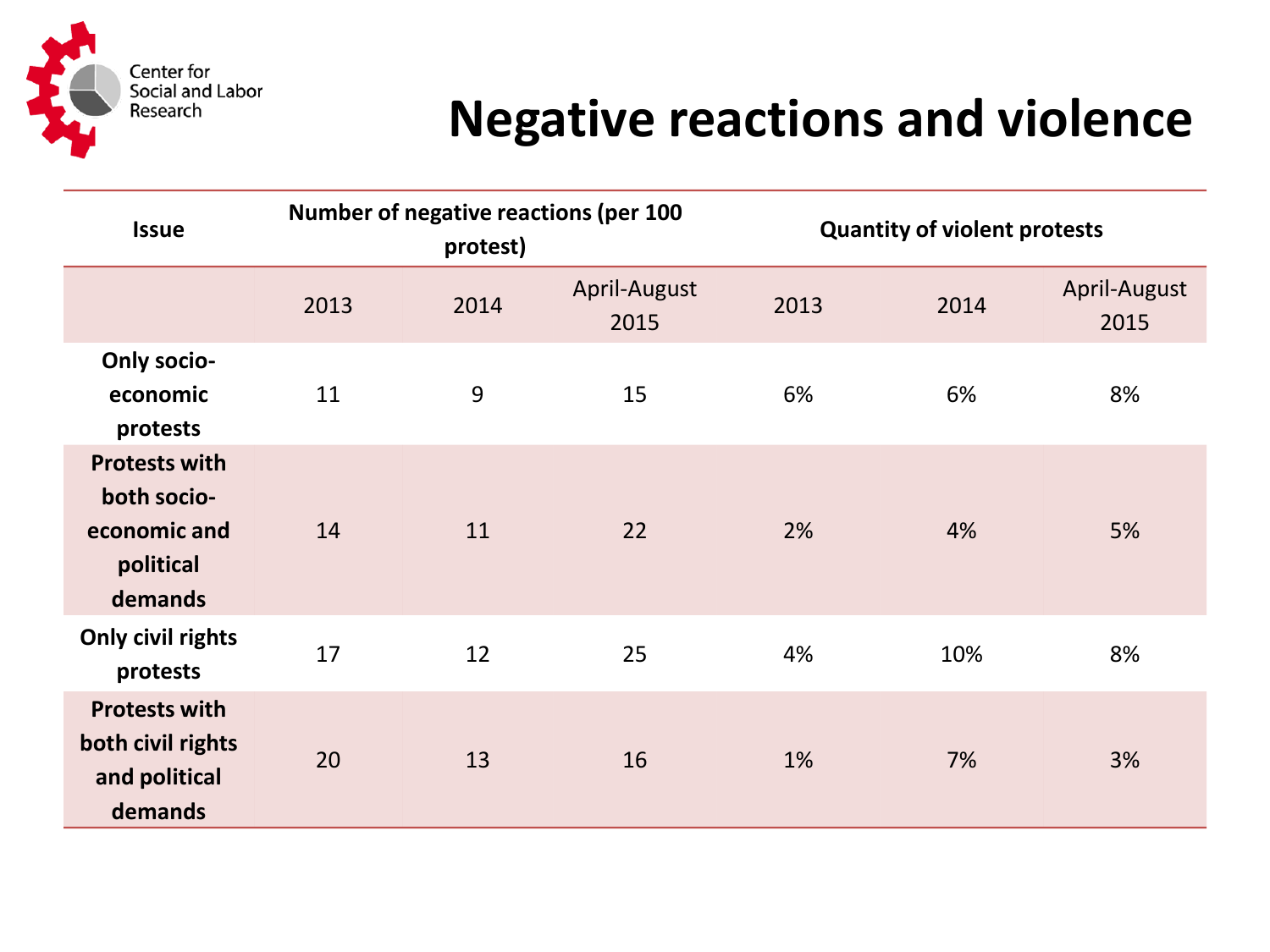# Negative reactions and violence

| Issue | Number of negative reactions (per 100 protest) | | | Quantity of violent protests | | |
|---|---|---|---|---|---|---|
| | 2013 | 2014 | April-August 2015 | 2013 | 2014 | April-August 2015 |
| **Only socio-economic protests** | 11 | 9 | 15 | 6% | 6% | 8% |
| **Protests with both socio-economic and political demands** | 14 | 11 | 22 | 2% | 4% | 5% |
| **Only civil rights protests** | 17 | 12 | 25 | 4% | 10% | 8% |
| **Protests with both civil rights and political demands** | 20 | 13 | 16 | 1% | 7% | 3% |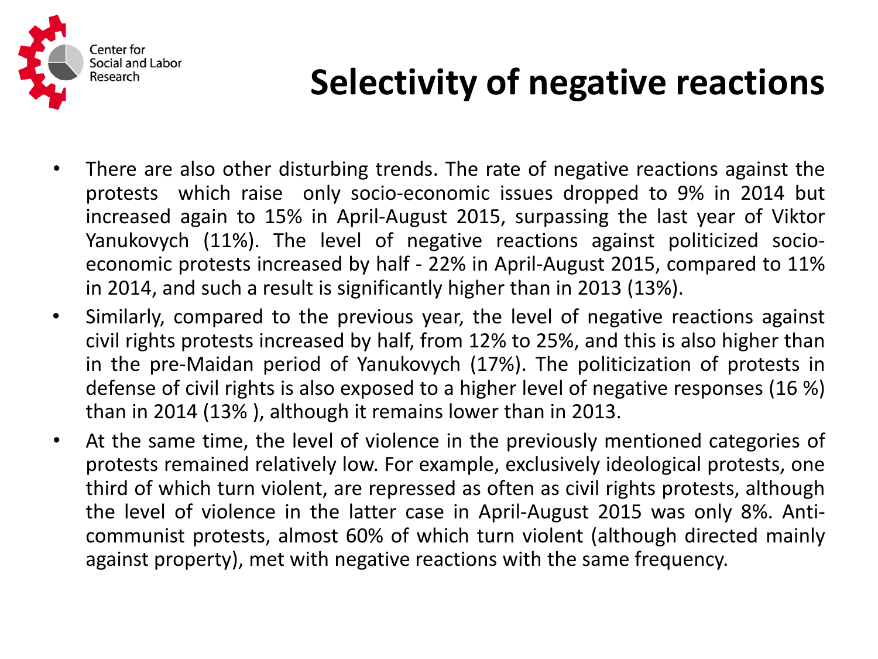# Selectivity of negative reactions

- There are also other disturbing trends. The rate of negative reactions against the protests which raise only socio-economic issues dropped to 9% in 2014 but increased again to 15% in April-August 2015, surpassing the last year of Viktor Yanukovych (11%). The level of negative reactions against politicized socio-economic protests increased by half - 22% in April-August 2015, compared to 11% in 2014, and such a result is significantly higher than in 2013 (13%).
- Similarly, compared to the previous year, the level of negative reactions against civil rights protests increased by half, from 12% to 25%, and this is also higher than in the pre-Maidan period of Yanukovych (17%). The politicization of protests in defense of civil rights is also exposed to a higher level of negative responses (16 %) than in 2014 (13% ), although it remains lower than in 2013.
- At the same time, the level of violence in the previously mentioned categories of protests remained relatively low. For example, exclusively ideological protests, one third of which turn violent, are repressed as often as civil rights protests, although the level of violence in the latter case in April-August 2015 was only 8%. Anti-communist protests, almost 60% of which turn violent (although directed mainly against property), met with negative reactions with the same frequency.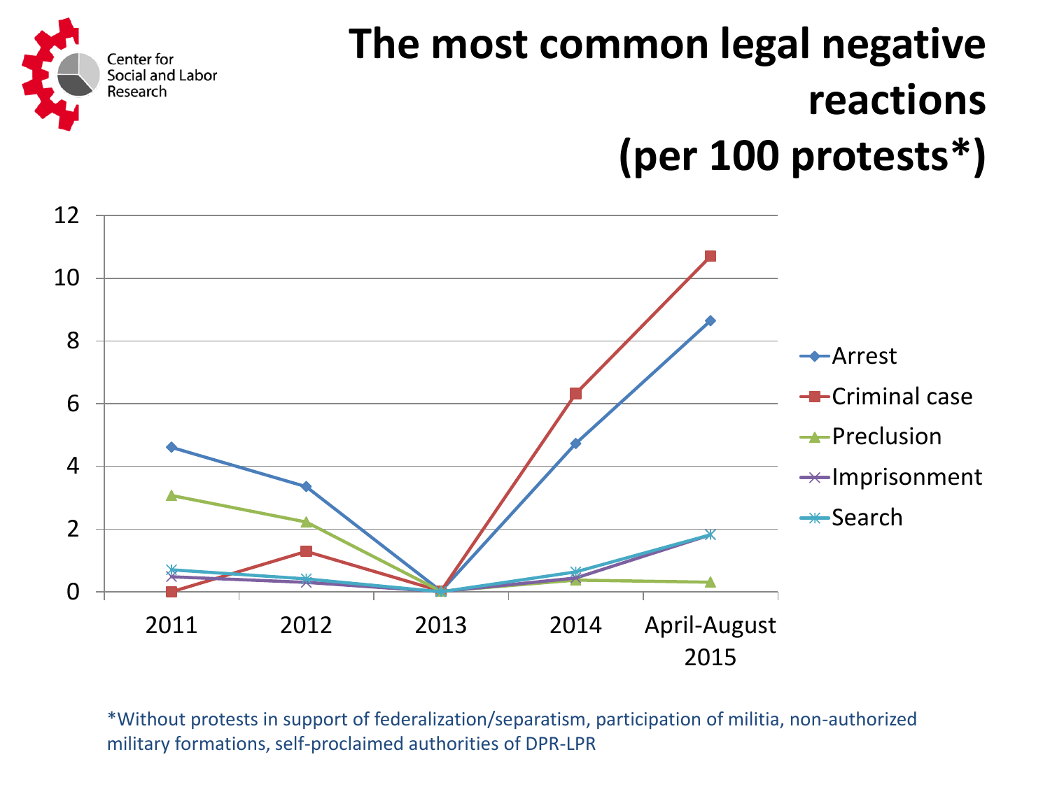# The most common legal negative reactions (per 100 protests*)

| | 2011 | 2012 | 2013 | 2014 | April-August 2015 |
|---|---|---|---|---|---|
| Arrest | 4.6 | 3.35 | 0 | 4.7 | 8.65 |
| Criminal case | 0 | 1.3 | 0 | 6.3 | 10.7 |
| Preclusion | 3.05 | 2.2 | 0 | 0.4 | 0.3 |
| Imprisonment | 0.5 | 0.3 | 0 | 0.45 | 1.8 |
| Search | 0.7 | 0.4 | 0 | 0.65 | 1.8 |

*Without protests in support of federalization/separatism, participation of militia, non-authorized military formations, self-proclaimed authorities of DPR-LPR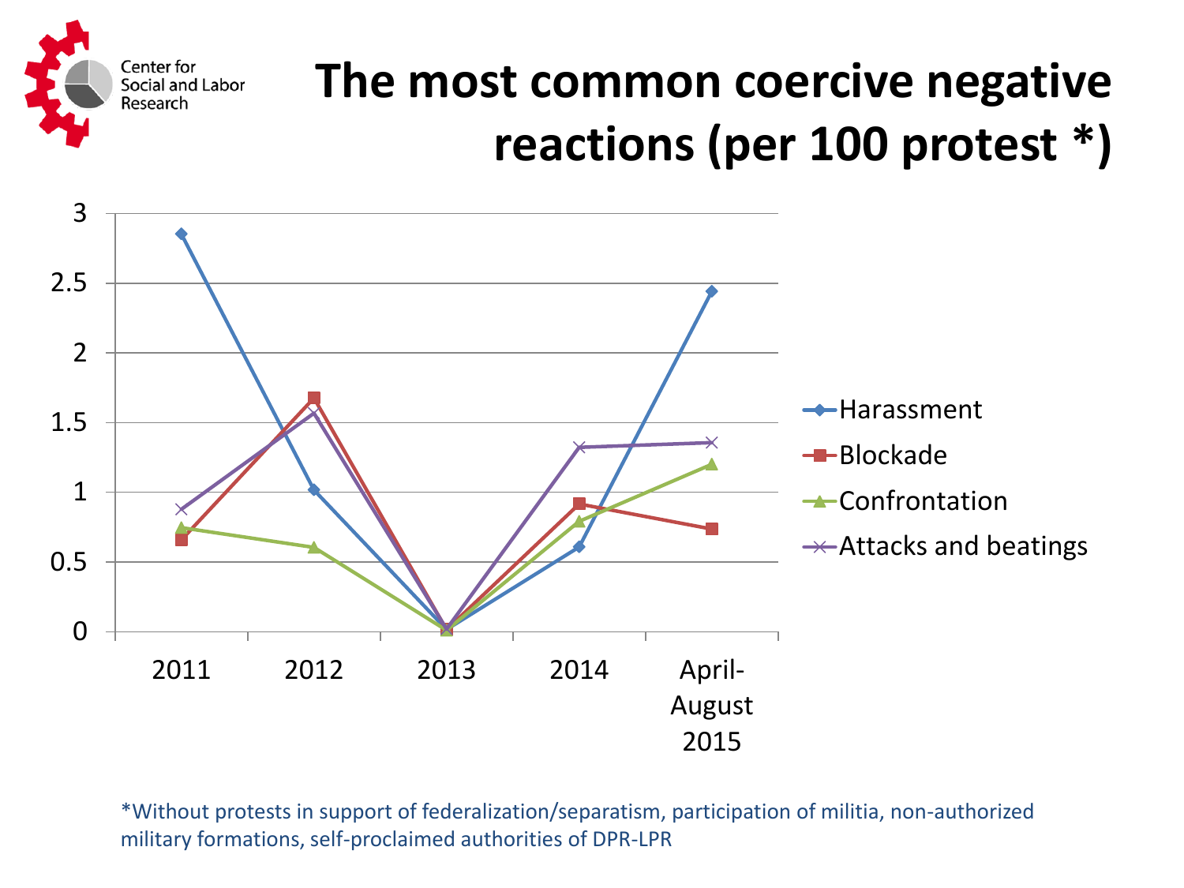Center for Social and Labor Research

# The most common coercive negative reactions (per 100 protest *)

| | 2011 | 2012 | 2013 | 2014 | April-August 2015 |
|---|---|---|---|---|---|
| Harassment | 2.85 | 1.02 | 0 | 0.61 | 2.44 |
| Blockade | 0.66 | 1.67 | 0 | 0.92 | 0.74 |
| Confrontation | 0.75 | 0.61 | 0 | 0.79 | 1.2 |
| Attacks and beatings | 0.88 | 1.58 | 0 | 1.32 | 1.36 |

*Without protests in support of federalization/separatism, participation of militia, non-authorized military formations, self-proclaimed authorities of DPR-LPR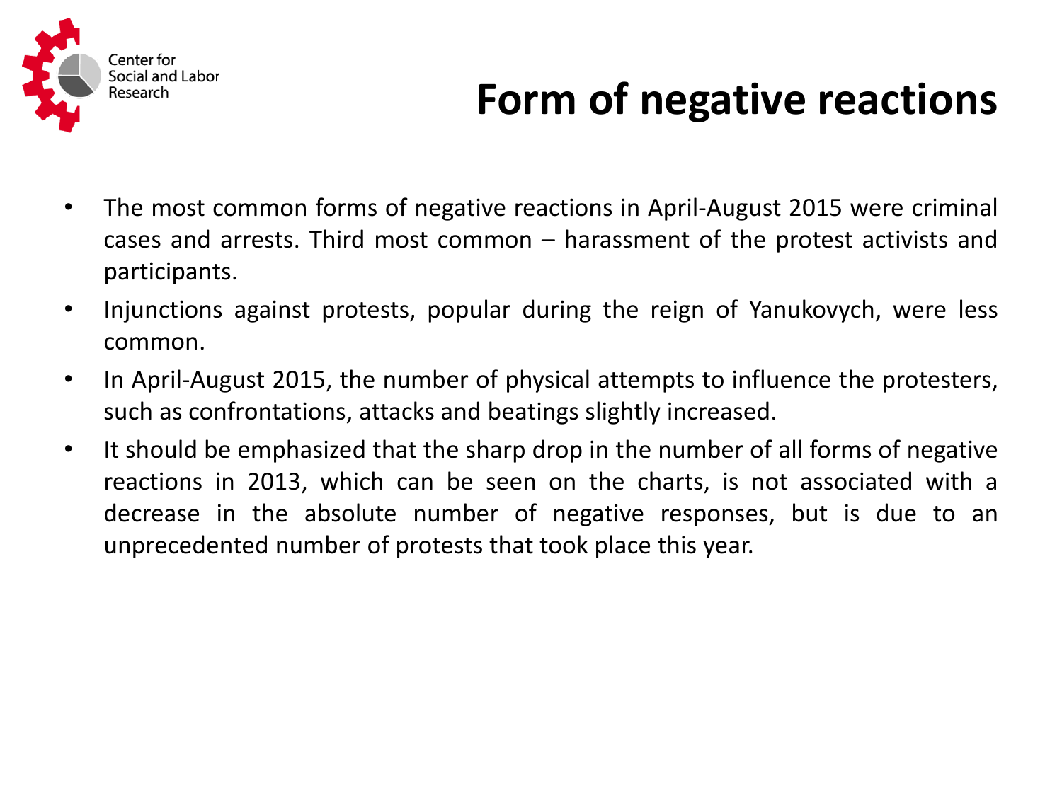# Form of negative reactions

- The most common forms of negative reactions in April-August 2015 were criminal cases and arrests. Third most common – harassment of the protest activists and participants.
- Injunctions against protests, popular during the reign of Yanukovych, were less common.
- In April-August 2015, the number of physical attempts to influence the protesters, such as confrontations, attacks and beatings slightly increased.
- It should be emphasized that the sharp drop in the number of all forms of negative reactions in 2013, which can be seen on the charts, is not associated with a decrease in the absolute number of negative responses, but is due to an unprecedented number of protests that took place this year.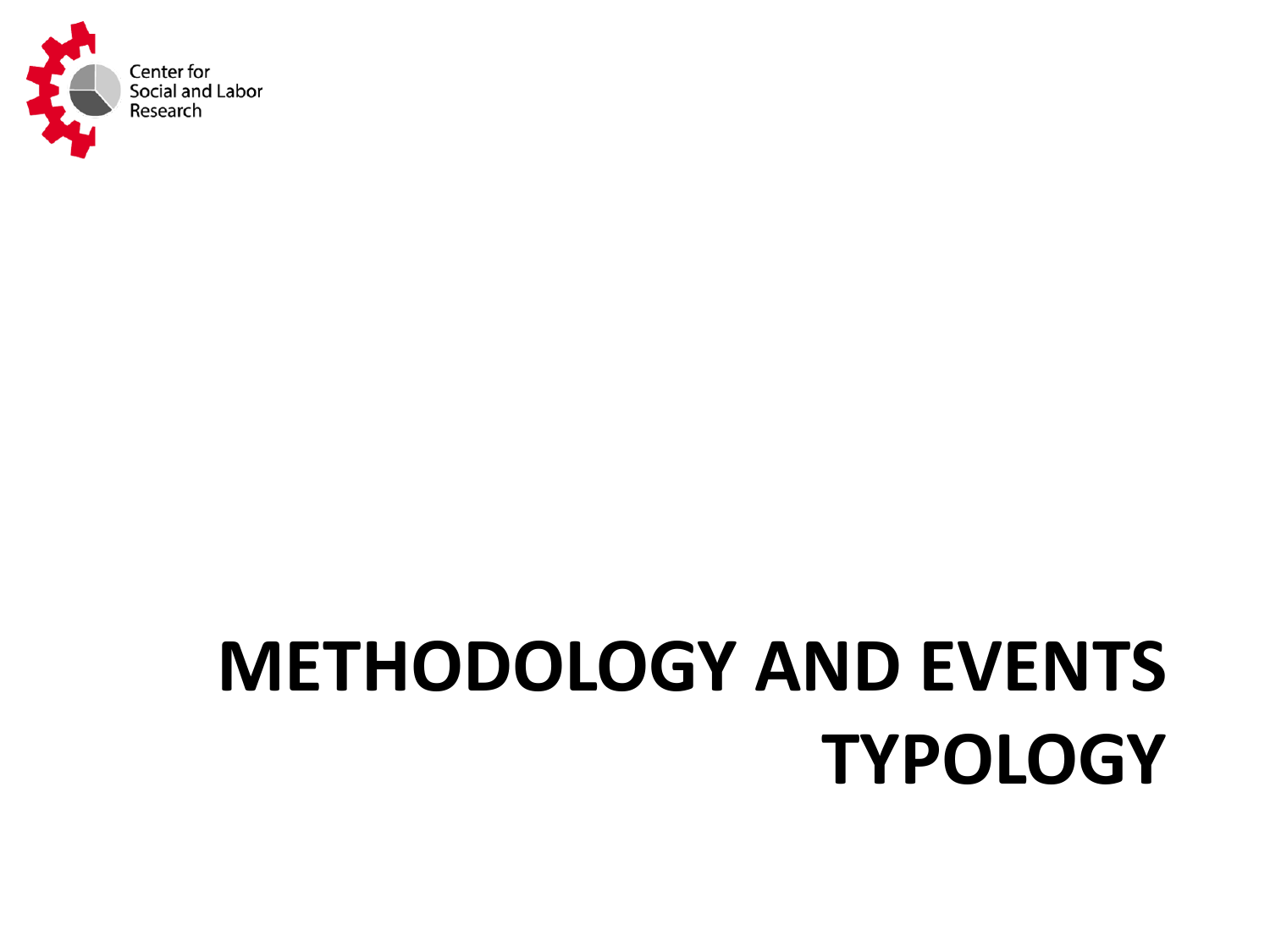# METHODOLOGY AND EVENTS TYPOLOGY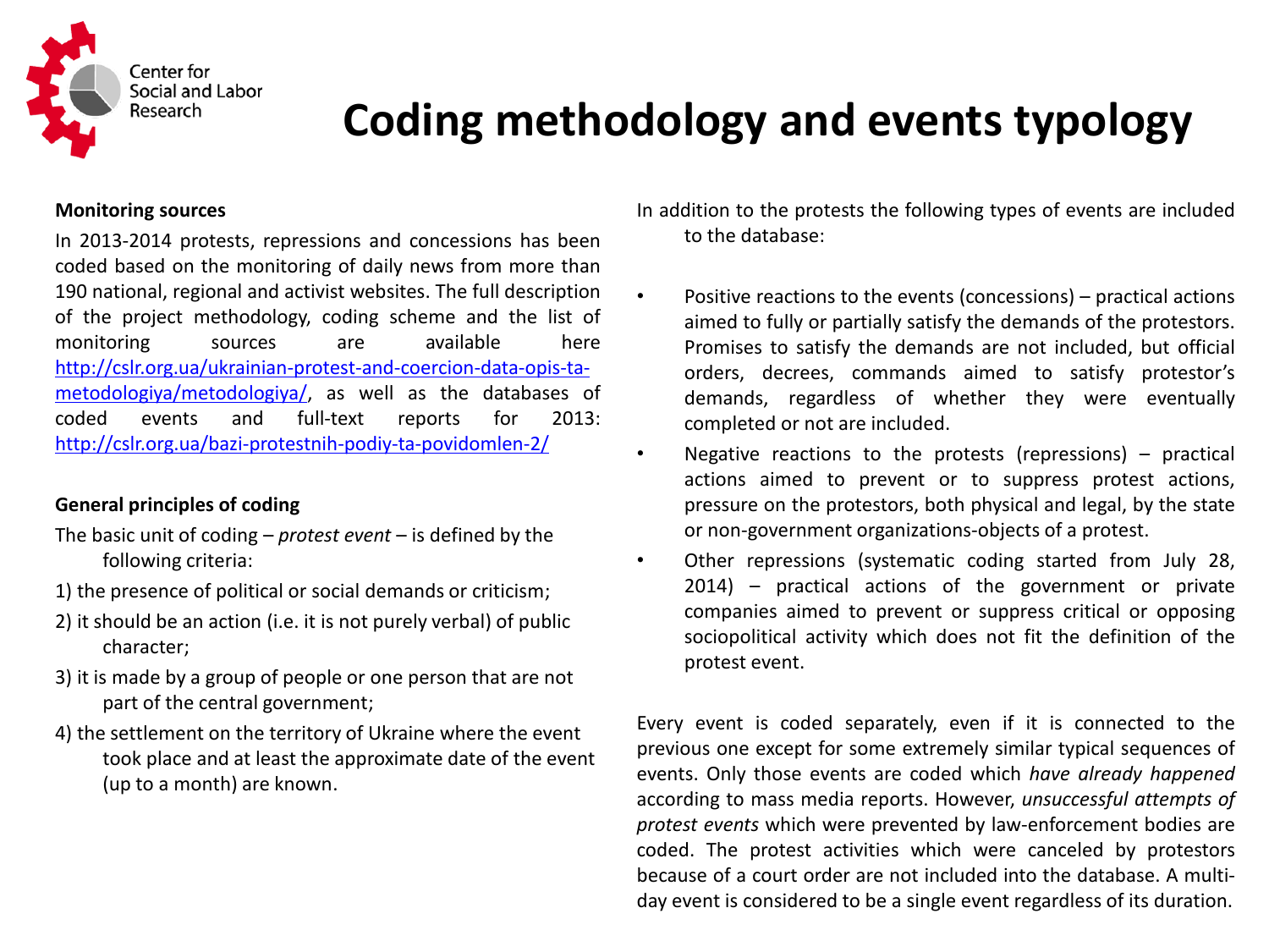Center for Social and Labor Research

# Coding methodology and events typology

**Monitoring sources**

In 2013-2014 protests, repressions and concessions has been coded based on the monitoring of daily news from more than 190 national, regional and activist websites. The full description of the project methodology, coding scheme and the list of monitoring sources are available here http://cslr.org.ua/ukrainian-protest-and-coercion-data-opis-ta-metodologiya/metodologiya/, as well as the databases of coded events and full-text reports for 2013: http://cslr.org.ua/bazi-protestnih-podiy-ta-povidomlen-2/

**General principles of coding**

The basic unit of coding – *protest event* – is defined by the following criteria:

1) the presence of political or social demands or criticism;

2) it should be an action (i.e. it is not purely verbal) of public character;

3) it is made by a group of people or one person that are not part of the central government;

4) the settlement on the territory of Ukraine where the event took place and at least the approximate date of the event (up to a month) are known.

In addition to the protests the following types of events are included to the database:

- Positive reactions to the events (concessions) – practical actions aimed to fully or partially satisfy the demands of the protestors. Promises to satisfy the demands are not included, but official orders, decrees, commands aimed to satisfy protestor's demands, regardless of whether they were eventually completed or not are included.
- Negative reactions to the protests (repressions) – practical actions aimed to prevent or to suppress protest actions, pressure on the protestors, both physical and legal, by the state or non-government organizations-objects of a protest.
- Other repressions (systematic coding started from July 28, 2014) – practical actions of the government or private companies aimed to prevent or suppress critical or opposing sociopolitical activity which does not fit the definition of the protest event.

Every event is coded separately, even if it is connected to the previous one except for some extremely similar typical sequences of events. Only those events are coded which *have already happened* according to mass media reports. However, *unsuccessful attempts of protest events* which were prevented by law-enforcement bodies are coded. The protest activities which were canceled by protestors because of a court order are not included into the database. A multi-day event is considered to be a single event regardless of its duration.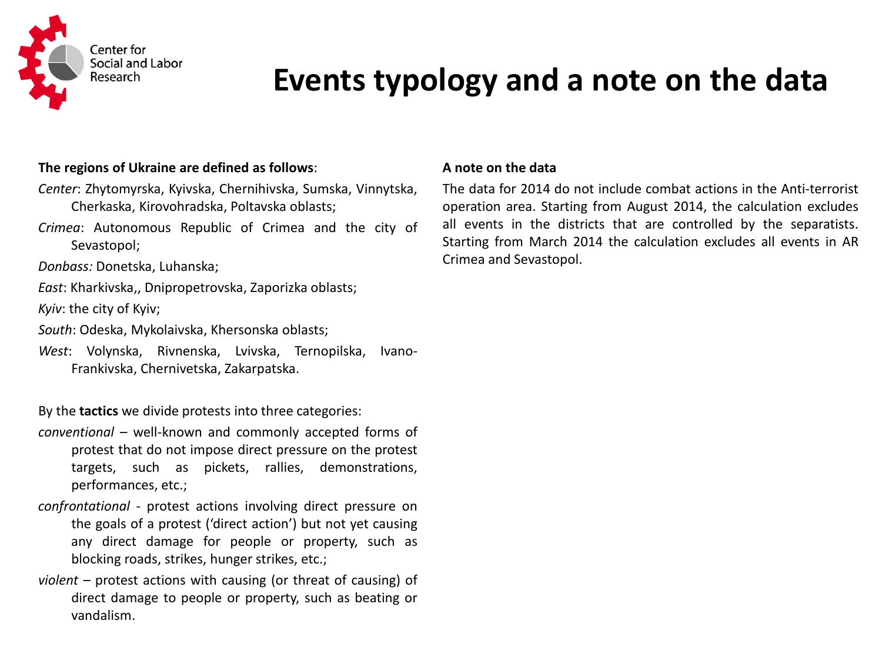# Events typology and a note on the data

**The regions of Ukraine are defined as follows**:

*Center*: Zhytomyrska, Kyivska, Chernihivska, Sumska, Vinnytska, Cherkaska, Kirovohradska, Poltavska oblasts;

*Crimea*: Autonomous Republic of Crimea and the city of Sevastopol;

*Donbass:* Donetska, Luhanska;

*East*: Kharkivska,, Dnipropetrovska, Zaporizka oblasts;

*Kyiv*: the city of Kyiv;

*South*: Odeska, Mykolaivska, Khersonska oblast;

*West*: Volynska, Rivnenska, Lvivska, Ternopilska, Ivano-Frankivska, Chernivetska, Zakarpatska.

By the **tactics** we divide protests into three categories:

*conventional* – well-known and commonly accepted forms of protest that do not impose direct pressure on the protest targets, such as pickets, rallies, demonstrations, performances, etc.;

*confrontational* - protest actions involving direct pressure on the goals of a protest ('direct action') but not yet causing any direct damage for people or property, such as blocking roads, strikes, hunger strikes, etc.;

*violent* – protest actions with causing (or threat of causing) of direct damage to people or property, such as beating or vandalism.

**A note on the data**

The data for 2014 do not include combat actions in the Anti-terrorist operation area. Starting from August 2014, the calculation excludes all events in the districts that are controlled by the separatists. Starting from March 2014 the calculation excludes all events in AR Crimea and Sevastopol.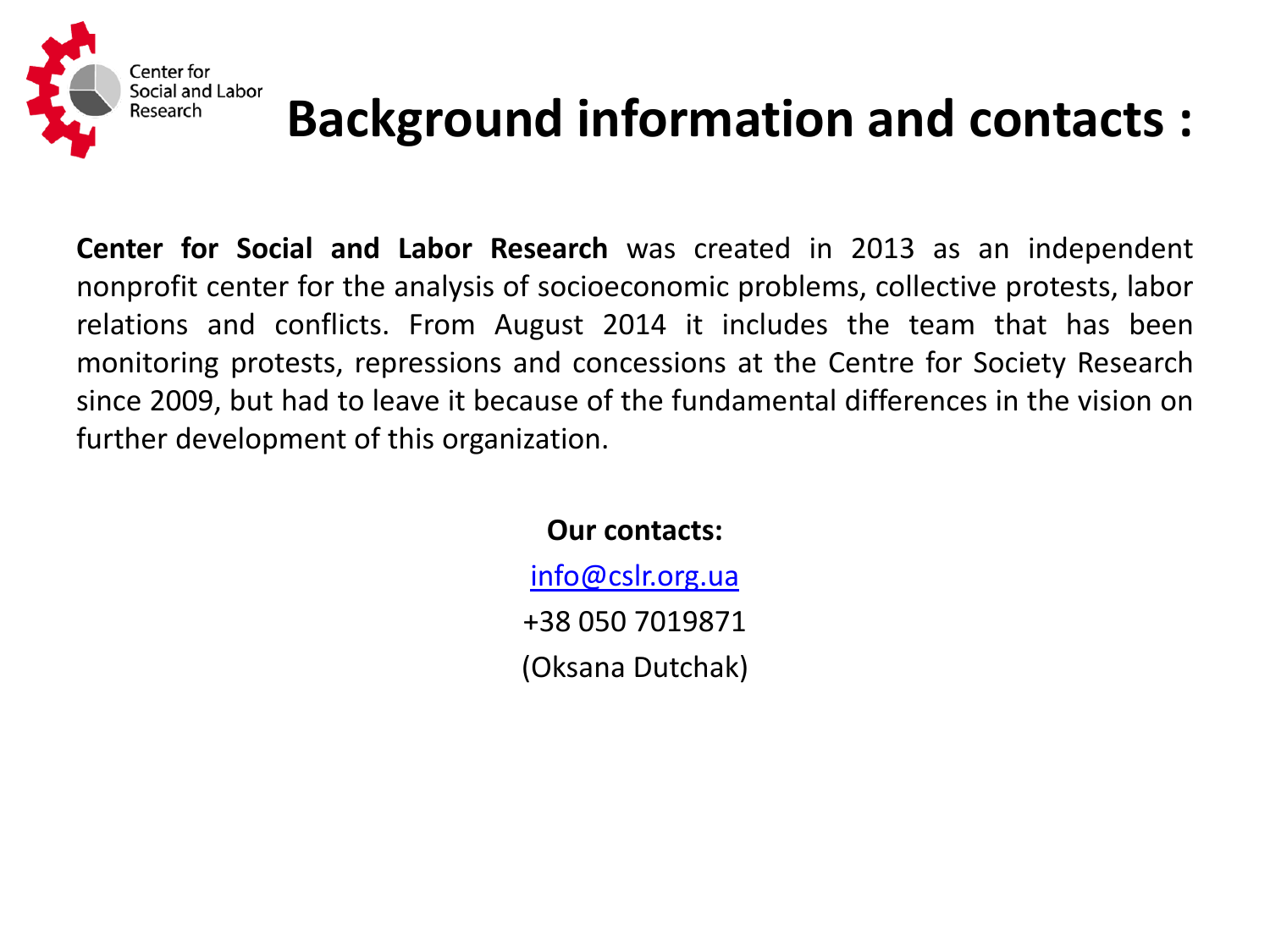Center for Social and Labor Research

# Background information and contacts :

**Center for Social and Labor Research** was created in 2013 as an independent nonprofit center for the analysis of socioeconomic problems, collective protests, labor relations and conflicts. From August 2014 it includes the team that has been monitoring protests, repressions and concessions at the Centre for Society Research since 2009, but had to leave it because of the fundamental differences in the vision on further development of this organization.

**Our contacts:**

info@cslr.org.ua

+38 050 7019871

(Oksana Dutchak)